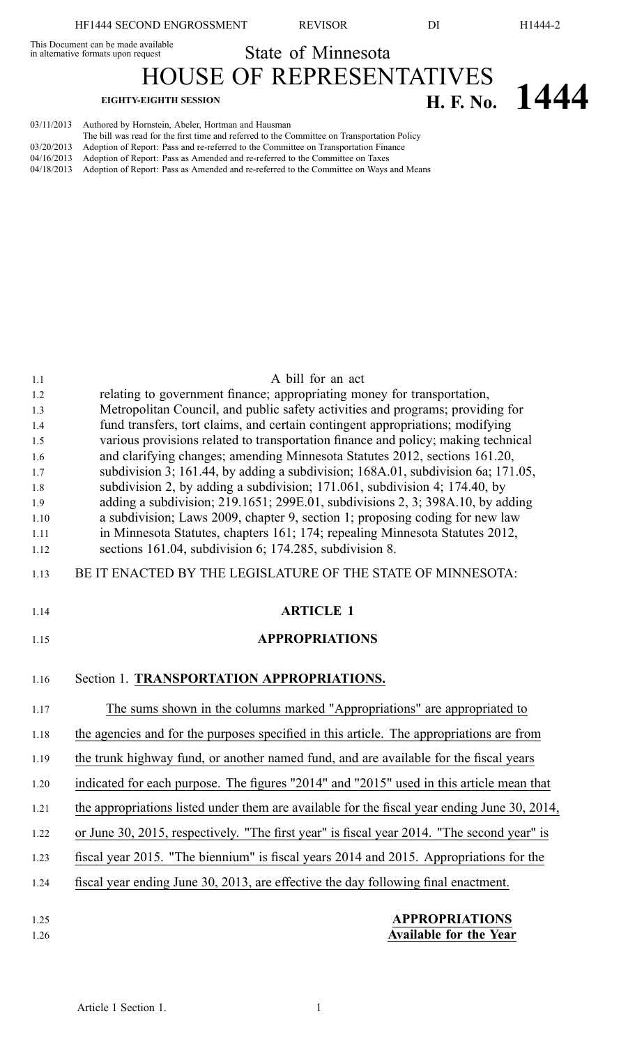This Document can be made available in alternative formats upon request

# State of Minnesota

# HOUSE OF REPRESENTATIVES

**EIGHTY-EIGHTH SESSION** **H. F. No. 1444**

03/11/2013 Authored by Hornstein, Abeler, Hortman and Hausman
The bill was read for the first time and referred to the Committee on Transportation Policy
03/20/2013 Adoption of Report: Pass and re-referred to the Committee on Transportation Finance
04/16/2013 Adoption of Report: Pass as Amended and re-referred to the Committee on Taxes
04/18/2013 Adoption of Report: Pass as Amended and re-referred to the Committee on Ways and Means

A bill for an act
relating to government finance; appropriating money for transportation, Metropolitan Council, and public safety activities and programs; providing for fund transfers, tort claims, and certain contingent appropriations; modifying various provisions related to transportation finance and policy; making technical and clarifying changes; amending Minnesota Statutes 2012, sections 161.20, subdivision 3; 161.44, by adding a subdivision; 168A.01, subdivision 6a; 171.05, subdivision 2, by adding a subdivision; 171.061, subdivision 4; 174.40, by adding a subdivision; 219.1651; 299E.01, subdivisions 2, 3; 398A.10, by adding a subdivision; Laws 2009, chapter 9, section 1; proposing coding for new law in Minnesota Statutes, chapters 161; 174; repealing Minnesota Statutes 2012, sections 161.04, subdivision 6; 174.285, subdivision 8.

BE IT ENACTED BY THE LEGISLATURE OF THE STATE OF MINNESOTA:

## ARTICLE 1

## APPROPRIATIONS

### Section 1. TRANSPORTATION APPROPRIATIONS.

The sums shown in the columns marked "Appropriations" are appropriated to the agencies and for the purposes specified in this article. The appropriations are from the trunk highway fund, or another named fund, and are available for the fiscal years indicated for each purpose. The figures "2014" and "2015" used in this article mean that the appropriations listed under them are available for the fiscal year ending June 30, 2014, or June 30, 2015, respectively. "The first year" is fiscal year 2014. "The second year" is fiscal year 2015. "The biennium" is fiscal years 2014 and 2015. Appropriations for the fiscal year ending June 30, 2013, are effective the day following final enactment.

**APPROPRIATIONS**
**Available for the Year**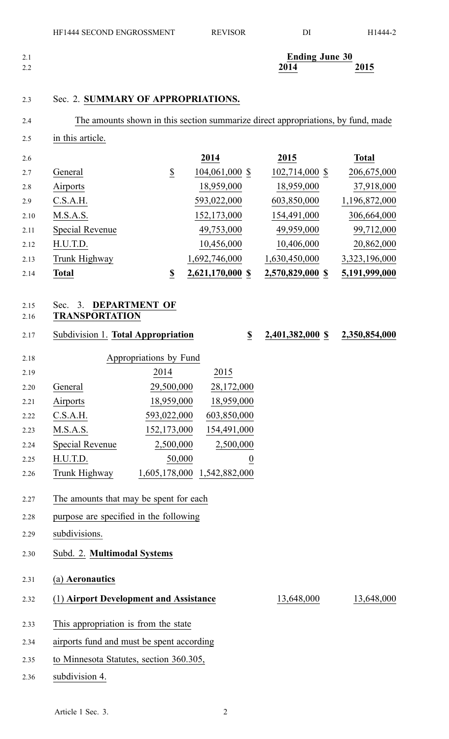| | Ending June 30 | |
|---|---|---|
| | 2014 | 2015 |

Sec. 2. **SUMMARY OF APPROPRIATIONS.**

The amounts shown in this section summarize direct appropriations, by fund, made in this article.

| | | 2014 | 2015 | Total |
|---|---|---|---|---|
| General | $ | 104,061,000 $ | 102,714,000 $ | 206,675,000 |
| Airports | | 18,959,000 | 18,959,000 | 37,918,000 |
| C.S.A.H. | | 593,022,000 | 603,850,000 | 1,196,872,000 |
| M.S.A.S. | | 152,173,000 | 154,491,000 | 306,664,000 |
| Special Revenue | | 49,753,000 | 49,959,000 | 99,712,000 |
| H.U.T.D. | | 10,456,000 | 10,406,000 | 20,862,000 |
| Trunk Highway | | 1,692,746,000 | 1,630,450,000 | 3,323,196,000 |
| **Total** | **$** | **2,621,170,000 $** | **2,570,829,000 $** | **5,191,999,000** |

Sec. 3. **DEPARTMENT OF TRANSPORTATION**

Subdivision 1. **Total Appropriation** **$** **2,401,382,000 $** **2,350,854,000**

| Appropriations by Fund | | |
|---|---|---|
| | 2014 | 2015 |
| General | 29,500,000 | 28,172,000 |
| Airports | 18,959,000 | 18,959,000 |
| C.S.A.H. | 593,022,000 | 603,850,000 |
| M.S.A.S. | 152,173,000 | 154,491,000 |
| Special Revenue | 2,500,000 | 2,500,000 |
| H.U.T.D. | 50,000 | 0 |
| Trunk Highway | 1,605,178,000 | 1,542,882,000 |

The amounts that may be spent for each purpose are specified in the following subdivisions.

Subd. 2. **Multimodal Systems**

(a) **Aeronautics**

(1) **Airport Development and Assistance** 13,648,000 13,648,000

This appropriation is from the state airports fund and must be spent according to Minnesota Statutes, section 360.305, subdivision 4.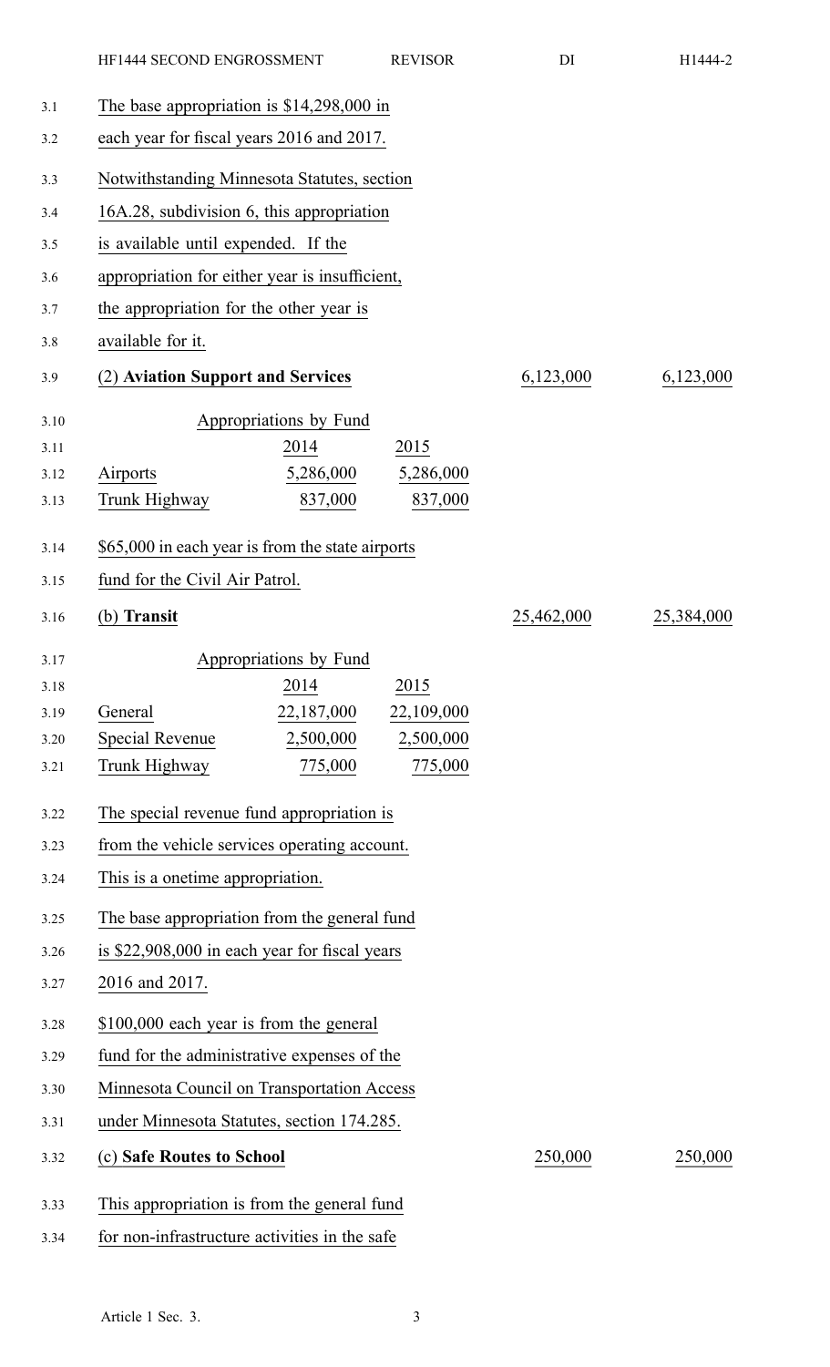The base appropriation is $14,298,000 in each year for fiscal years 2016 and 2017.

Notwithstanding Minnesota Statutes, section 16A.28, subdivision 6, this appropriation is available until expended. If the appropriation for either year is insufficient, the appropriation for the other year is available for it.

| (2) **Aviation Support and Services** | 6,123,000 | 6,123,000 |
|---|---|---|

Appropriations by Fund

| | 2014 | 2015 |
|---|---|---|
| Airports | 5,286,000 | 5,286,000 |
| Trunk Highway | 837,000 | 837,000 |

$65,000 in each year is from the state airports fund for the Civil Air Patrol.

| (b) **Transit** | 25,462,000 | 25,384,000 |
|---|---|---|

Appropriations by Fund

| | 2014 | 2015 |
|---|---|---|
| General | 22,187,000 | 22,109,000 |
| Special Revenue | 2,500,000 | 2,500,000 |
| Trunk Highway | 775,000 | 775,000 |

The special revenue fund appropriation is from the vehicle services operating account. This is a onetime appropriation.

The base appropriation from the general fund is $22,908,000 in each year for fiscal years 2016 and 2017.

$100,000 each year is from the general fund for the administrative expenses of the Minnesota Council on Transportation Access under Minnesota Statutes, section 174.285.

| (c) **Safe Routes to School** | 250,000 | 250,000 |
|---|---|---|

This appropriation is from the general fund for non-infrastructure activities in the safe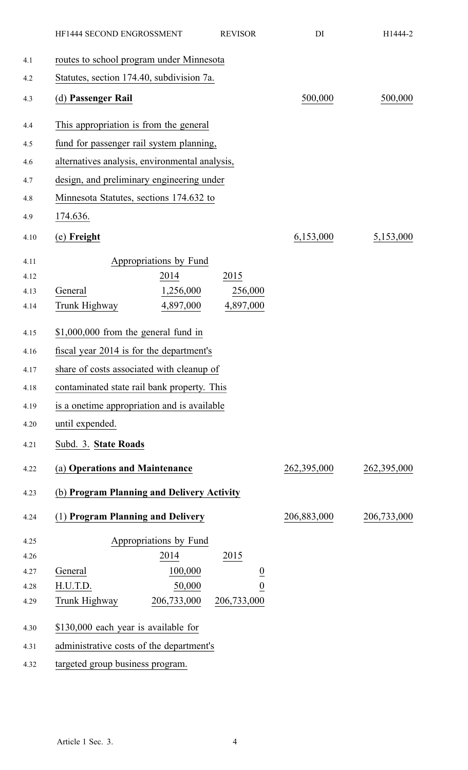routes to school program under Minnesota Statutes, section 174.40, subdivision 7a.

| | | |
|---|---|---|
| (d) **Passenger Rail** | 500,000 | 500,000 |

This appropriation is from the general fund for passenger rail system planning, alternatives analysis, environmental analysis, design, and preliminary engineering under Minnesota Statutes, sections 174.632 to 174.636.

| | | |
|---|---|---|
| (e) **Freight** | 6,153,000 | 5,153,000 |

| Appropriations by Fund | | |
|---|---|---|
| | 2014 | 2015 |
| General | 1,256,000 | 256,000 |
| Trunk Highway | 4,897,000 | 4,897,000 |

$1,000,000 from the general fund in fiscal year 2014 is for the department's share of costs associated with cleanup of contaminated state rail bank property. This is a onetime appropriation and is available until expended.

Subd. 3. **State Roads**

| | | |
|---|---|---|
| (a) **Operations and Maintenance** | 262,395,000 | 262,395,000 |
| (b) **Program Planning and Delivery Activity** | | |
| (1) **Program Planning and Delivery** | 206,883,000 | 206,733,000 |

| Appropriations by Fund | | |
|---|---|---|
| | 2014 | 2015 |
| General | 100,000 | 0 |
| H.U.T.D. | 50,000 | 0 |
| Trunk Highway | 206,733,000 | 206,733,000 |

$130,000 each year is available for administrative costs of the department's targeted group business program.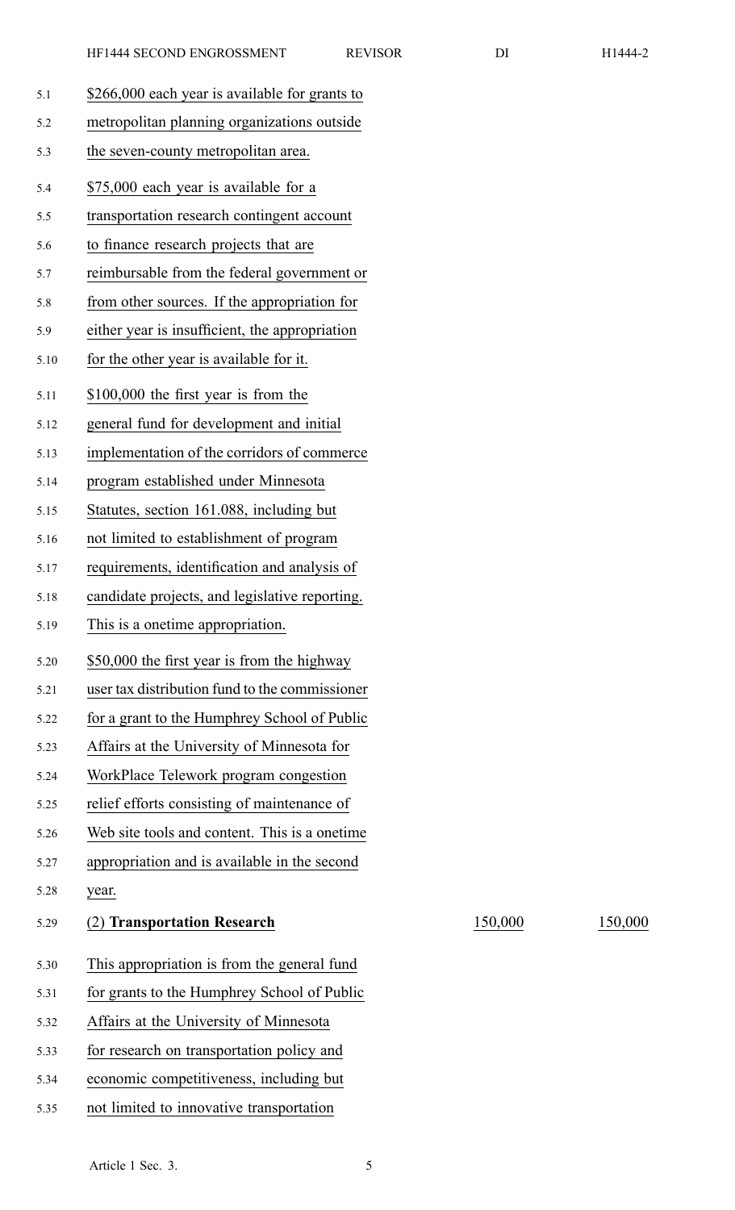$266,000 each year is available for grants to metropolitan planning organizations outside the seven-county metropolitan area.

$75,000 each year is available for a transportation research contingent account to finance research projects that are reimbursable from the federal government or from other sources. If the appropriation for either year is insufficient, the appropriation for the other year is available for it.

$100,000 the first year is from the general fund for development and initial implementation of the corridors of commerce program established under Minnesota Statutes, section 161.088, including but not limited to establishment of program requirements, identification and analysis of candidate projects, and legislative reporting. This is a onetime appropriation.

$50,000 the first year is from the highway user tax distribution fund to the commissioner for a grant to the Humphrey School of Public Affairs at the University of Minnesota for WorkPlace Telework program congestion relief efforts consisting of maintenance of Web site tools and content. This is a onetime appropriation and is available in the second year.

| | | |
|---|---|---|
| (2) **Transportation Research** | 150,000 | 150,000 |

This appropriation is from the general fund for grants to the Humphrey School of Public Affairs at the University of Minnesota for research on transportation policy and economic competitiveness, including but not limited to innovative transportation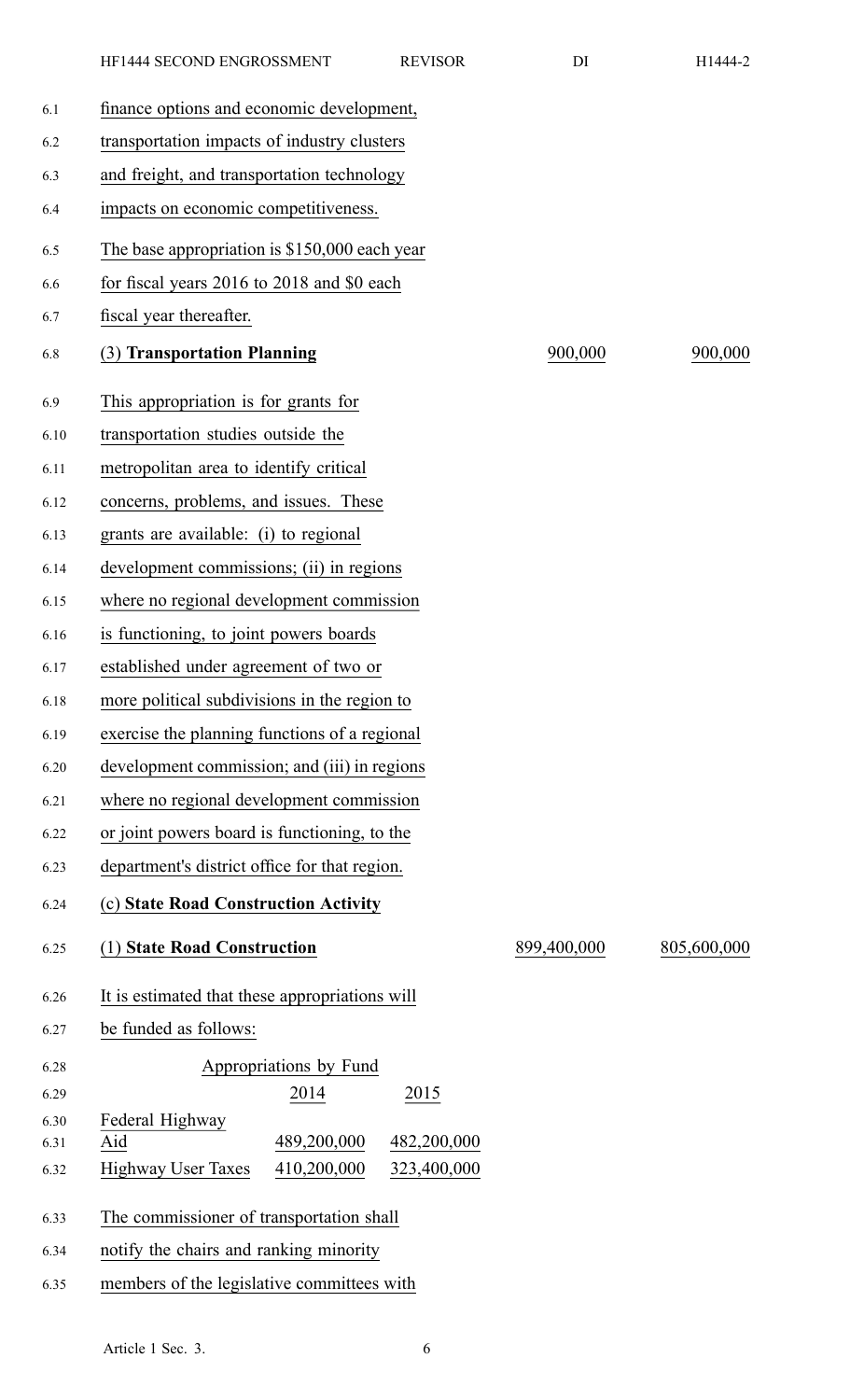finance options and economic development, transportation impacts of industry clusters and freight, and transportation technology impacts on economic competitiveness.

The base appropriation is $150,000 each year for fiscal years 2016 to 2018 and $0 each fiscal year thereafter.

| | | |
|---|---|---|
| (3) **Transportation Planning** | 900,000 | 900,000 |

This appropriation is for grants for transportation studies outside the metropolitan area to identify critical concerns, problems, and issues. These grants are available: (i) to regional development commissions; (ii) in regions where no regional development commission is functioning, to joint powers boards established under agreement of two or more political subdivisions in the region to exercise the planning functions of a regional development commission; and (iii) in regions where no regional development commission or joint powers board is functioning, to the department's district office for that region.

(c) **State Road Construction Activity**

| | | |
|---|---|---|
| (1) **State Road Construction** | 899,400,000 | 805,600,000 |

It is estimated that these appropriations will be funded as follows:

| Appropriations by Fund | | |
|---|---|---|
| | 2014 | 2015 |
| Federal Highway Aid | 489,200,000 | 482,200,000 |
| Highway User Taxes | 410,200,000 | 323,400,000 |

The commissioner of transportation shall notify the chairs and ranking minority members of the legislative committees with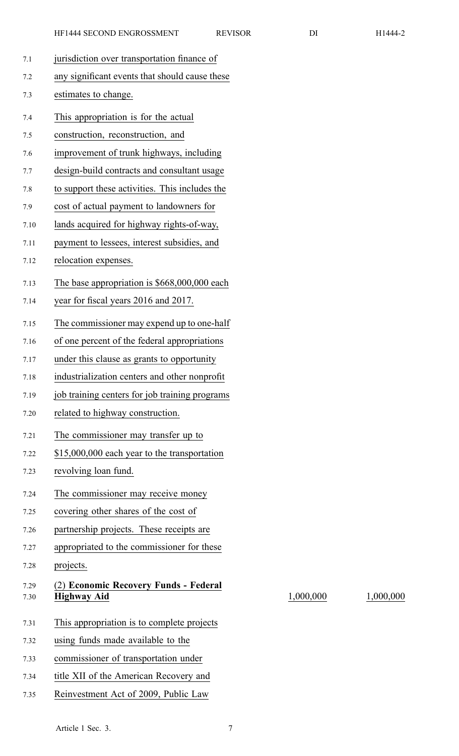jurisdiction over transportation finance of any significant events that should cause these estimates to change.

This appropriation is for the actual construction, reconstruction, and improvement of trunk highways, including design-build contracts and consultant usage to support these activities. This includes the cost of actual payment to landowners for lands acquired for highway rights-of-way, payment to lessees, interest subsidies, and relocation expenses.

The base appropriation is $668,000,000 each year for fiscal years 2016 and 2017.

The commissioner may expend up to one-half of one percent of the federal appropriations under this clause as grants to opportunity industrialization centers and other nonprofit job training centers for job training programs related to highway construction.

The commissioner may transfer up to $15,000,000 each year to the transportation revolving loan fund.

The commissioner may receive money covering other shares of the cost of partnership projects. These receipts are appropriated to the commissioner for these projects.

| | | |
|---|---|---|
| (2) **Economic Recovery Funds - Federal Highway Aid** | 1,000,000 | 1,000,000 |

This appropriation is to complete projects using funds made available to the commissioner of transportation under title XII of the American Recovery and Reinvestment Act of 2009, Public Law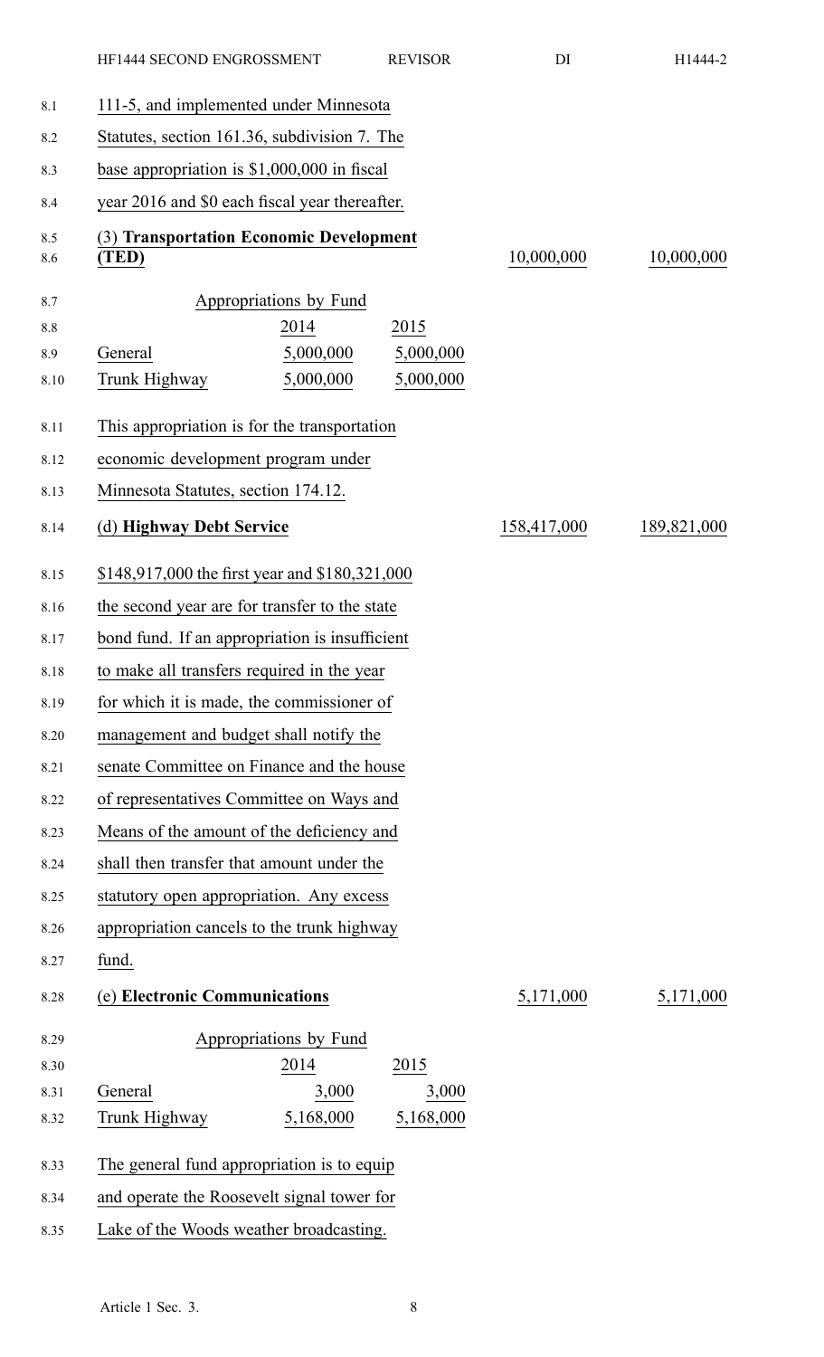111-5, and implemented under Minnesota Statutes, section 161.36, subdivision 7. The base appropriation is $1,000,000 in fiscal year 2016 and $0 each fiscal year thereafter.

**(3) Transportation Economic Development (TED)** — 10,000,000 — 10,000,000

| Appropriations by Fund | 2014 | 2015 |
|---|---|---|
| General | 5,000,000 | 5,000,000 |
| Trunk Highway | 5,000,000 | 5,000,000 |

This appropriation is for the transportation economic development program under Minnesota Statutes, section 174.12.

**(d) Highway Debt Service** — 158,417,000 — 189,821,000

$148,917,000 the first year and $180,321,000 the second year are for transfer to the state bond fund. If an appropriation is insufficient to make all transfers required in the year for which it is made, the commissioner of management and budget shall notify the senate Committee on Finance and the house of representatives Committee on Ways and Means of the amount of the deficiency and shall then transfer that amount under the statutory open appropriation. Any excess appropriation cancels to the trunk highway fund.

**(e) Electronic Communications** — 5,171,000 — 5,171,000

| Appropriations by Fund | 2014 | 2015 |
|---|---|---|
| General | 3,000 | 3,000 |
| Trunk Highway | 5,168,000 | 5,168,000 |

The general fund appropriation is to equip and operate the Roosevelt signal tower for Lake of the Woods weather broadcasting.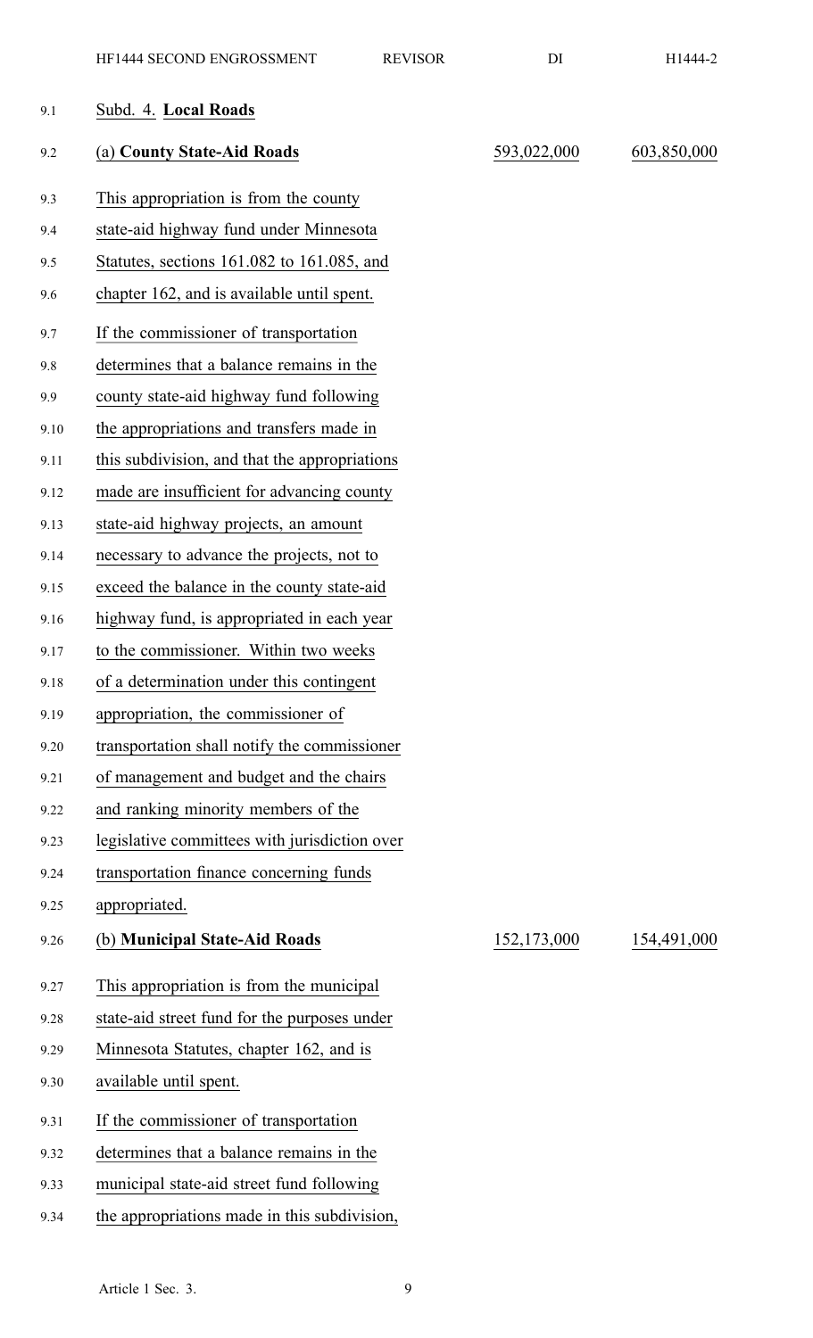Subd. 4. **Local Roads**

| | | |
|---|---|---|
| (a) **County State-Aid Roads** | 593,022,000 | 603,850,000 |

This appropriation is from the county state-aid highway fund under Minnesota Statutes, sections 161.082 to 161.085, and chapter 162, and is available until spent.

If the commissioner of transportation determines that a balance remains in the county state-aid highway fund following the appropriations and transfers made in this subdivision, and that the appropriations made are insufficient for advancing county state-aid highway projects, an amount necessary to advance the projects, not to exceed the balance in the county state-aid highway fund, is appropriated in each year to the commissioner. Within two weeks of a determination under this contingent appropriation, the commissioner of transportation shall notify the commissioner of management and budget and the chairs and ranking minority members of the legislative committees with jurisdiction over transportation finance concerning funds appropriated.

| | | |
|---|---|---|
| (b) **Municipal State-Aid Roads** | 152,173,000 | 154,491,000 |

This appropriation is from the municipal state-aid street fund for the purposes under Minnesota Statutes, chapter 162, and is available until spent.

If the commissioner of transportation determines that a balance remains in the municipal state-aid street fund following the appropriations made in this subdivision,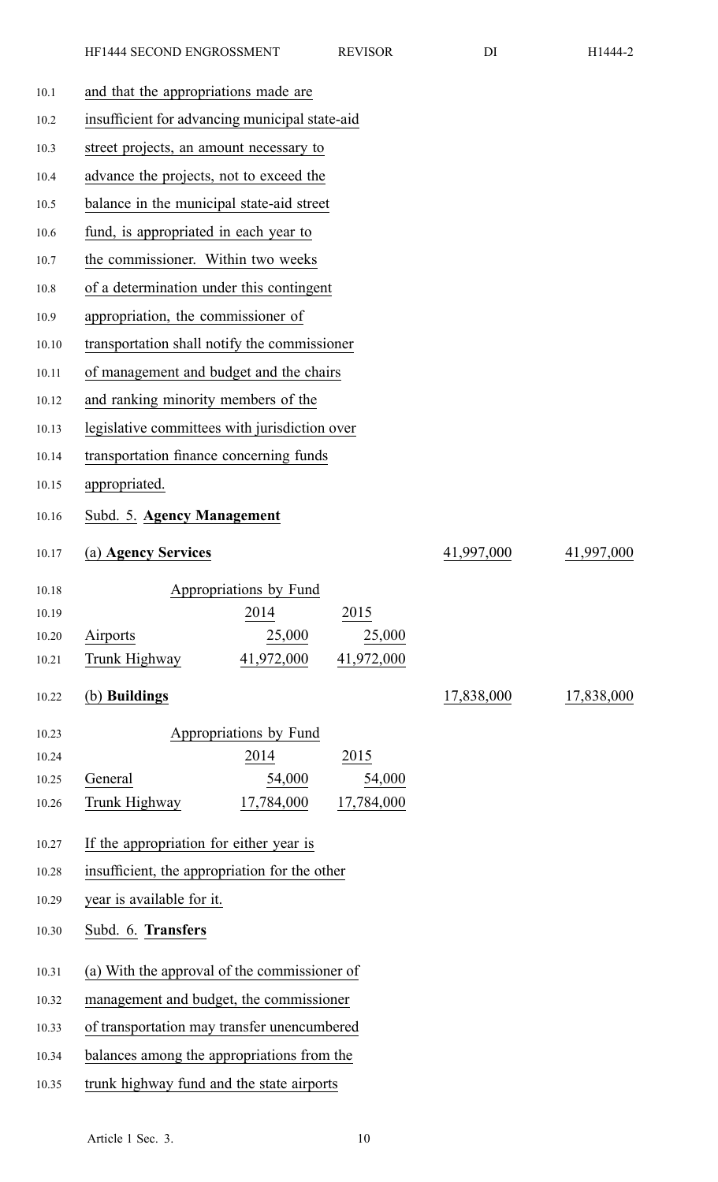and that the appropriations made are insufficient for advancing municipal state-aid street projects, an amount necessary to advance the projects, not to exceed the balance in the municipal state-aid street fund, is appropriated in each year to the commissioner. Within two weeks of a determination under this contingent appropriation, the commissioner of transportation shall notify the commissioner of management and budget and the chairs and ranking minority members of the legislative committees with jurisdiction over transportation finance concerning funds appropriated.

Subd. 5. **Agency Management**

| (a) **Agency Services** | | | 41,997,000 | 41,997,000 |
|---|---|---|---|---|

| Appropriations by Fund | | |
|---|---|---|
| | 2014 | 2015 |
| Airports | 25,000 | 25,000 |
| Trunk Highway | 41,972,000 | 41,972,000 |

| (b) **Buildings** | | | 17,838,000 | 17,838,000 |
|---|---|---|---|---|

| Appropriations by Fund | | |
|---|---|---|
| | 2014 | 2015 |
| General | 54,000 | 54,000 |
| Trunk Highway | 17,784,000 | 17,784,000 |

If the appropriation for either year is insufficient, the appropriation for the other year is available for it.

Subd. 6. **Transfers**

(a) With the approval of the commissioner of management and budget, the commissioner of transportation may transfer unencumbered balances among the appropriations from the trunk highway fund and the state airports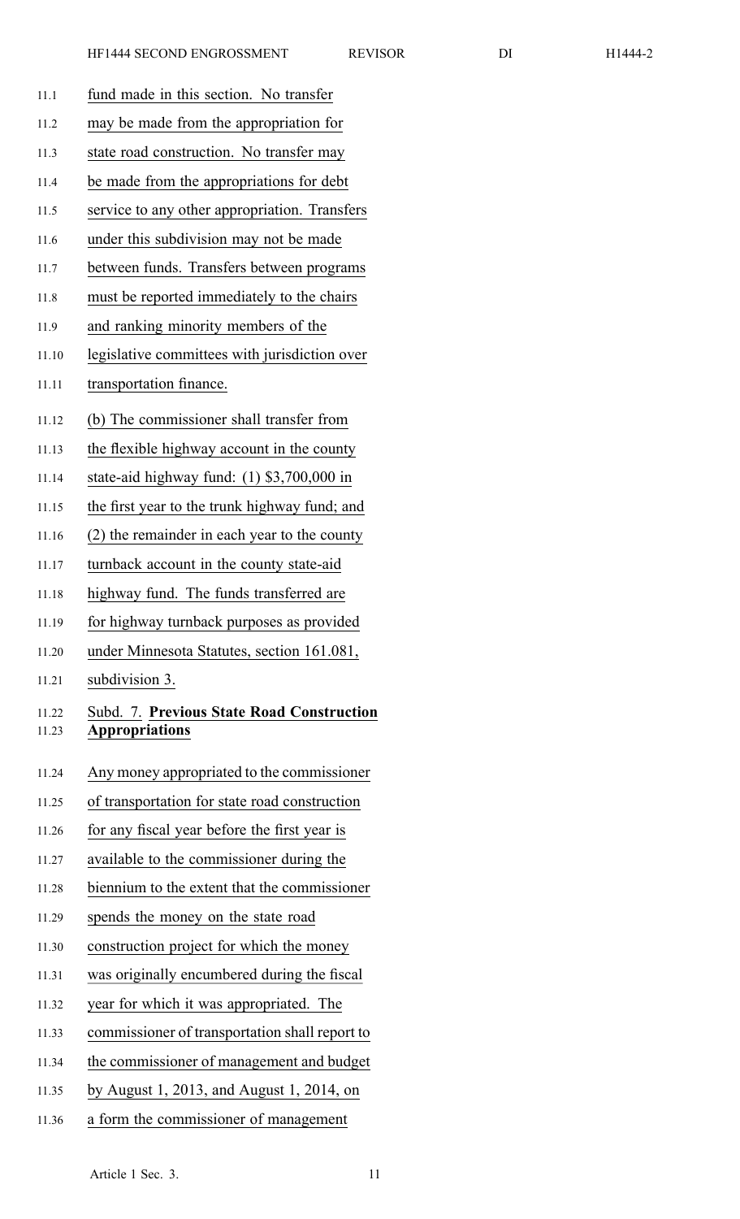fund made in this section. No transfer may be made from the appropriation for state road construction. No transfer may be made from the appropriations for debt service to any other appropriation. Transfers under this subdivision may not be made between funds. Transfers between programs must be reported immediately to the chairs and ranking minority members of the legislative committees with jurisdiction over transportation finance.

(b) The commissioner shall transfer from the flexible highway account in the county state-aid highway fund: (1) $3,700,000 in the first year to the trunk highway fund; and (2) the remainder in each year to the county turnback account in the county state-aid highway fund. The funds transferred are for highway turnback purposes as provided under Minnesota Statutes, section 161.081, subdivision 3.

Subd. 7. **Previous State Road Construction Appropriations**

Any money appropriated to the commissioner of transportation for state road construction for any fiscal year before the first year is available to the commissioner during the biennium to the extent that the commissioner spends the money on the state road construction project for which the money was originally encumbered during the fiscal year for which it was appropriated. The commissioner of transportation shall report to the commissioner of management and budget by August 1, 2013, and August 1, 2014, on a form the commissioner of management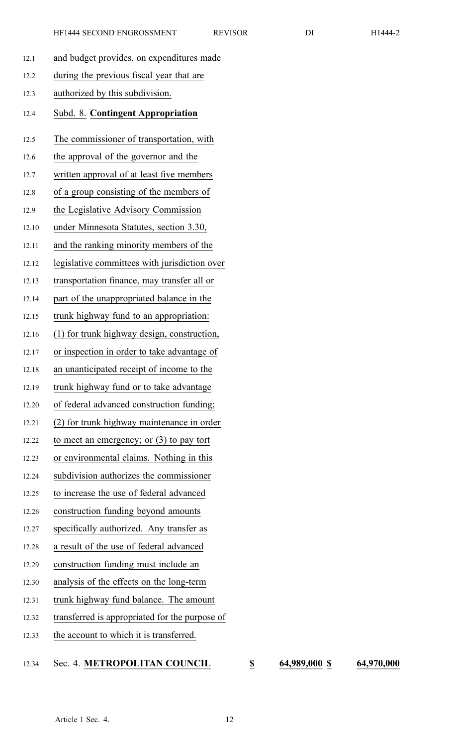and budget provides, on expenditures made during the previous fiscal year that are authorized by this subdivision.

Subd. 8. **Contingent Appropriation**

The commissioner of transportation, with the approval of the governor and the written approval of at least five members of a group consisting of the members of the Legislative Advisory Commission under Minnesota Statutes, section 3.30, and the ranking minority members of the legislative committees with jurisdiction over transportation finance, may transfer all or part of the unappropriated balance in the trunk highway fund to an appropriation: (1) for trunk highway design, construction, or inspection in order to take advantage of an unanticipated receipt of income to the trunk highway fund or to take advantage of federal advanced construction funding; (2) for trunk highway maintenance in order to meet an emergency; or (3) to pay tort or environmental claims. Nothing in this subdivision authorizes the commissioner to increase the use of federal advanced construction funding beyond amounts specifically authorized. Any transfer as a result of the use of federal advanced construction funding must include an analysis of the effects on the long-term trunk highway fund balance. The amount transferred is appropriated for the purpose of the account to which it is transferred.

| Sec. 4. **METROPOLITAN COUNCIL** | **$** | **64,989,000** | **$** | **64,970,000** |
|---|---|---|---|---|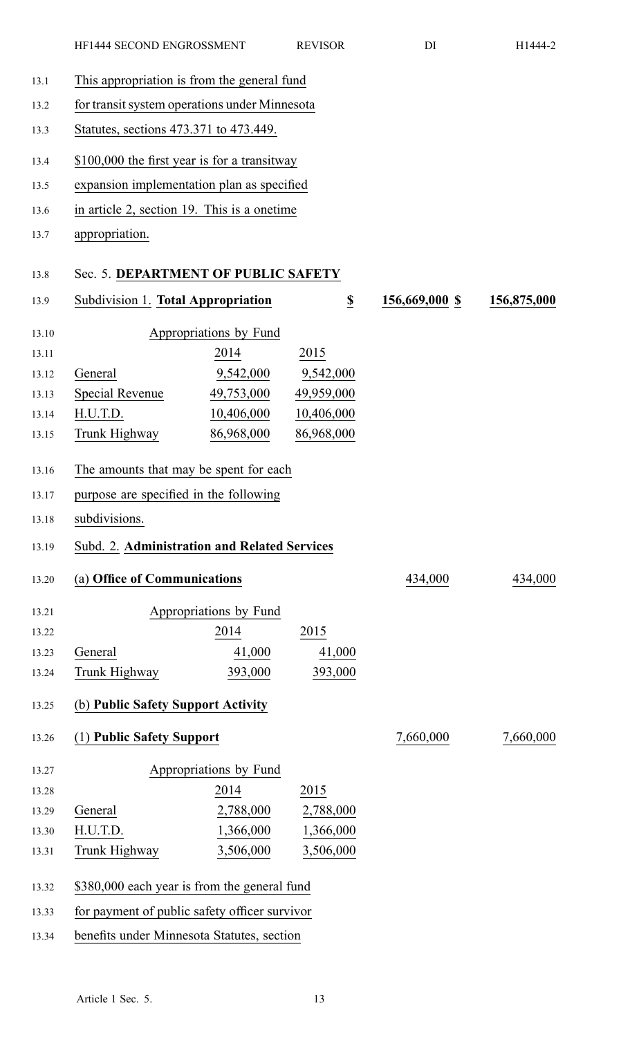This appropriation is from the general fund for transit system operations under Minnesota Statutes, sections 473.371 to 473.449.

$100,000 the first year is for a transitway expansion implementation plan as specified in article 2, section 19. This is a onetime appropriation.

## Sec. 5. **DEPARTMENT OF PUBLIC SAFETY**

| | | | | |
|---|---|---|---|---|
| Subdivision 1. **Total Appropriation** | | $ | 156,669,000 $ | 156,875,000 |

Appropriations by Fund

| | 2014 | 2015 |
|---|---|---|
| General | 9,542,000 | 9,542,000 |
| Special Revenue | 49,753,000 | 49,959,000 |
| H.U.T.D. | 10,406,000 | 10,406,000 |
| Trunk Highway | 86,968,000 | 86,968,000 |

The amounts that may be spent for each purpose are specified in the following subdivisions.

### Subd. 2. **Administration and Related Services**

| | | |
|---|---|---|
| (a) **Office of Communications** | 434,000 | 434,000 |

Appropriations by Fund

| | 2014 | 2015 |
|---|---|---|
| General | 41,000 | 41,000 |
| Trunk Highway | 393,000 | 393,000 |

(b) **Public Safety Support Activity**

| | | |
|---|---|---|
| (1) **Public Safety Support** | 7,660,000 | 7,660,000 |

Appropriations by Fund

| | 2014 | 2015 |
|---|---|---|
| General | 2,788,000 | 2,788,000 |
| H.U.T.D. | 1,366,000 | 1,366,000 |
| Trunk Highway | 3,506,000 | 3,506,000 |

$380,000 each year is from the general fund for payment of public safety officer survivor benefits under Minnesota Statutes, section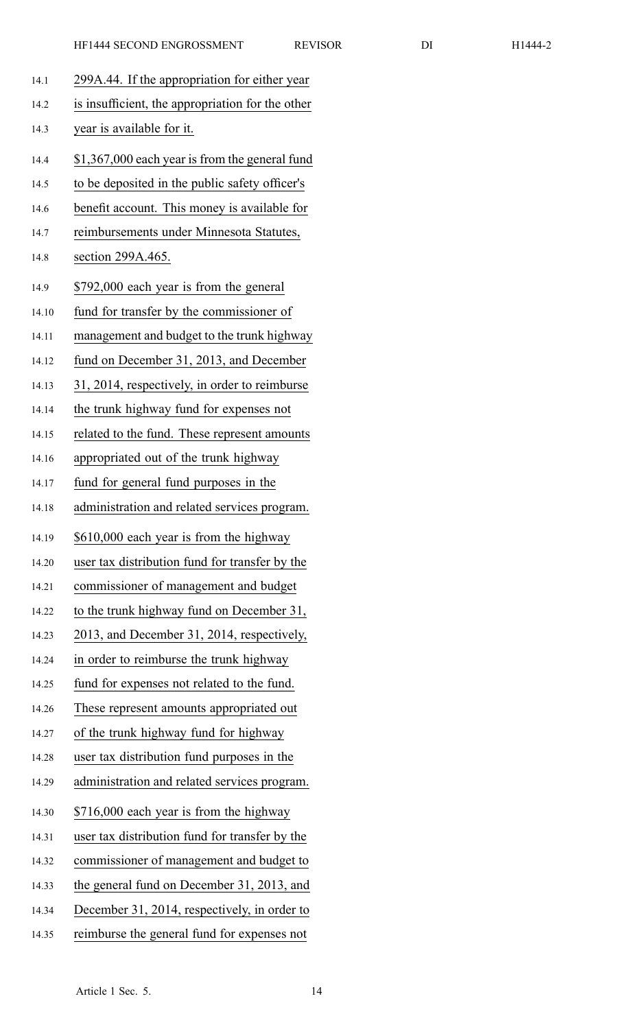299A.44. If the appropriation for either year is insufficient, the appropriation for the other year is available for it.

$1,367,000 each year is from the general fund to be deposited in the public safety officer's benefit account. This money is available for reimbursements under Minnesota Statutes, section 299A.465.

$792,000 each year is from the general fund for transfer by the commissioner of management and budget to the trunk highway fund on December 31, 2013, and December 31, 2014, respectively, in order to reimburse the trunk highway fund for expenses not related to the fund. These represent amounts appropriated out of the trunk highway fund for general fund purposes in the administration and related services program.

$610,000 each year is from the highway user tax distribution fund for transfer by the commissioner of management and budget to the trunk highway fund on December 31, 2013, and December 31, 2014, respectively, in order to reimburse the trunk highway fund for expenses not related to the fund. These represent amounts appropriated out of the trunk highway fund for highway user tax distribution fund purposes in the administration and related services program.

$716,000 each year is from the highway user tax distribution fund for transfer by the commissioner of management and budget to the general fund on December 31, 2013, and December 31, 2014, respectively, in order to reimburse the general fund for expenses not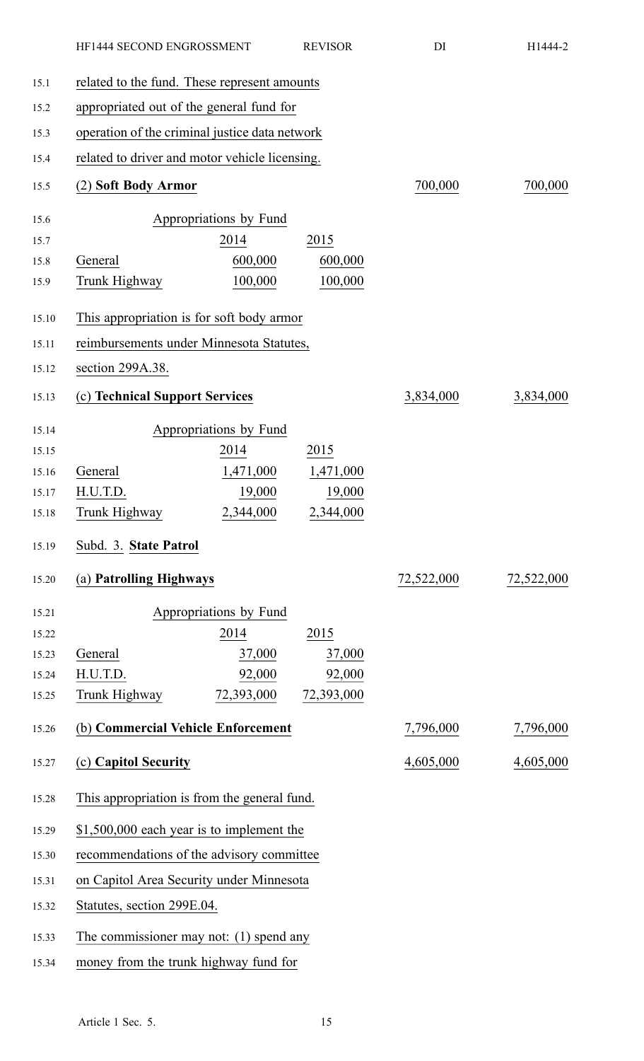related to the fund. These represent amounts appropriated out of the general fund for operation of the criminal justice data network related to driver and motor vehicle licensing.

**(2) Soft Body Armor** 700,000 700,000

| Appropriations by Fund | 2014 | 2015 |
|---|---|---|
| General | 600,000 | 600,000 |
| Trunk Highway | 100,000 | 100,000 |

This appropriation is for soft body armor reimbursements under Minnesota Statutes, section 299A.38.

**(c) Technical Support Services** 3,834,000 3,834,000

| Appropriations by Fund | 2014 | 2015 |
|---|---|---|
| General | 1,471,000 | 1,471,000 |
| H.U.T.D. | 19,000 | 19,000 |
| Trunk Highway | 2,344,000 | 2,344,000 |

Subd. 3. **State Patrol**

**(a) Patrolling Highways** 72,522,000 72,522,000

| Appropriations by Fund | 2014 | 2015 |
|---|---|---|
| General | 37,000 | 37,000 |
| H.U.T.D. | 92,000 | 92,000 |
| Trunk Highway | 72,393,000 | 72,393,000 |

**(b) Commercial Vehicle Enforcement** 7,796,000 7,796,000

**(c) Capitol Security** 4,605,000 4,605,000

This appropriation is from the general fund.

$1,500,000 each year is to implement the recommendations of the advisory committee on Capitol Area Security under Minnesota Statutes, section 299E.04.

The commissioner may not: (1) spend any money from the trunk highway fund for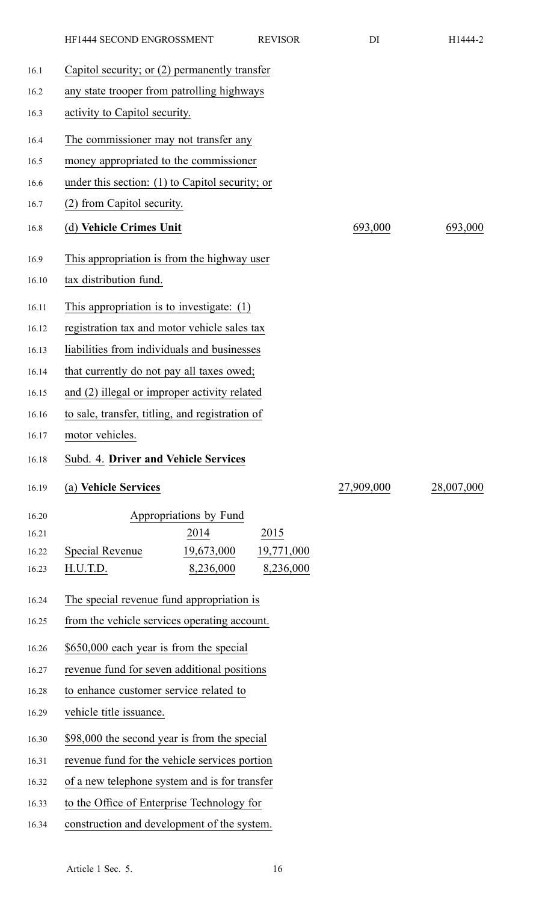Capitol security; or (2) permanently transfer any state trooper from patrolling highways activity to Capitol security.

The commissioner may not transfer any money appropriated to the commissioner under this section: (1) to Capitol security; or (2) from Capitol security.

| | | |
|---|---|---|
| (d) **Vehicle Crimes Unit** | 693,000 | 693,000 |

This appropriation is from the highway user tax distribution fund.

This appropriation is to investigate: (1) registration tax and motor vehicle sales tax liabilities from individuals and businesses that currently do not pay all taxes owed; and (2) illegal or improper activity related to sale, transfer, titling, and registration of motor vehicles.

Subd. 4. **Driver and Vehicle Services**

| | | |
|---|---|---|
| (a) **Vehicle Services** | 27,909,000 | 28,007,000 |

Appropriations by Fund

| | 2014 | 2015 |
|---|---|---|
| Special Revenue | 19,673,000 | 19,771,000 |
| H.U.T.D. | 8,236,000 | 8,236,000 |

The special revenue fund appropriation is from the vehicle services operating account.

$650,000 each year is from the special revenue fund for seven additional positions to enhance customer service related to vehicle title issuance.

$98,000 the second year is from the special revenue fund for the vehicle services portion of a new telephone system and is for transfer to the Office of Enterprise Technology for construction and development of the system.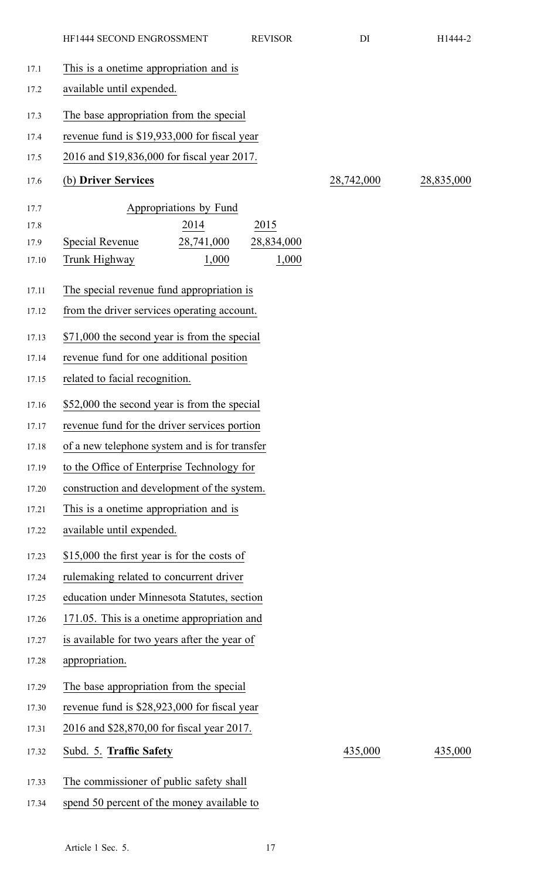This is a onetime appropriation and is available until expended.

The base appropriation from the special revenue fund is $19,933,000 for fiscal year 2016 and $19,836,000 for fiscal year 2017.

| (b) **Driver Services** | | | 28,742,000 | 28,835,000 |
|---|---|---|---|---|

| Appropriations by Fund | | |
|---|---|---|
| | 2014 | 2015 |
| Special Revenue | 28,741,000 | 28,834,000 |
| Trunk Highway | 1,000 | 1,000 |

The special revenue fund appropriation is from the driver services operating account.

$71,000 the second year is from the special revenue fund for one additional position related to facial recognition.

$52,000 the second year is from the special revenue fund for the driver services portion of a new telephone system and is for transfer to the Office of Enterprise Technology for construction and development of the system. This is a onetime appropriation and is available until expended.

$15,000 the first year is for the costs of rulemaking related to concurrent driver education under Minnesota Statutes, section 171.05. This is a onetime appropriation and is available for two years after the year of appropriation.

The base appropriation from the special revenue fund is $28,923,000 for fiscal year 2016 and $28,870,00 for fiscal year 2017.

| Subd. 5. **Traffic Safety** | | | 435,000 | 435,000 |
|---|---|---|---|---|

The commissioner of public safety shall spend 50 percent of the money available to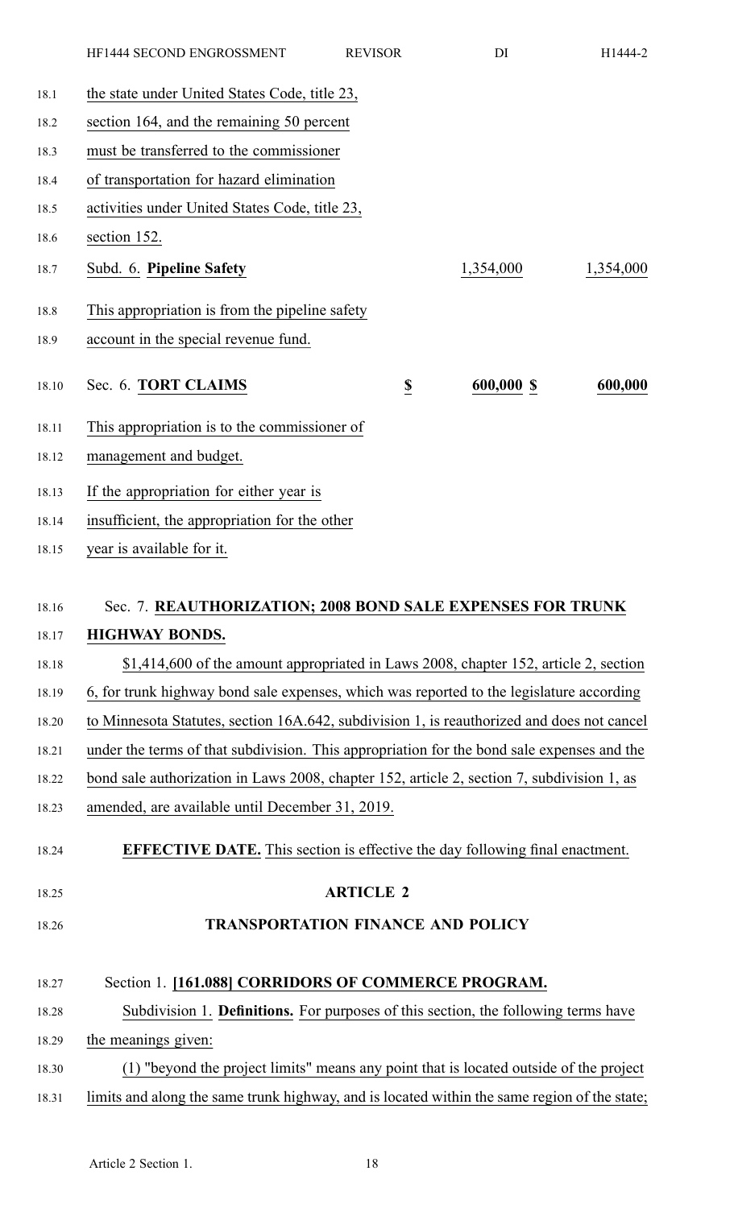the state under United States Code, title 23, section 164, and the remaining 50 percent must be transferred to the commissioner of transportation for hazard elimination activities under United States Code, title 23, section 152.

| | | |
|---|---|---|
| Subd. 6. **Pipeline Safety** | 1,354,000 | 1,354,000 |

This appropriation is from the pipeline safety account in the special revenue fund.

| | | | |
|---|---|---|---|
| Sec. 6. **TORT CLAIMS** | $ | 600,000 $ | 600,000 |

This appropriation is to the commissioner of management and budget.

If the appropriation for either year is insufficient, the appropriation for the other year is available for it.

Sec. 7. **REAUTHORIZATION; 2008 BOND SALE EXPENSES FOR TRUNK HIGHWAY BONDS.**

$1,414,600 of the amount appropriated in Laws 2008, chapter 152, article 2, section 6, for trunk highway bond sale expenses, which was reported to the legislature according to Minnesota Statutes, section 16A.642, subdivision 1, is reauthorized and does not cancel under the terms of that subdivision. This appropriation for the bond sale expenses and the bond sale authorization in Laws 2008, chapter 152, article 2, section 7, subdivision 1, as amended, are available until December 31, 2019.

**EFFECTIVE DATE.** This section is effective the day following final enactment.

## ARTICLE 2

## TRANSPORTATION FINANCE AND POLICY

Section 1. **[161.088] CORRIDORS OF COMMERCE PROGRAM.**

Subdivision 1. **Definitions.** For purposes of this section, the following terms have the meanings given:

(1) "beyond the project limits" means any point that is located outside of the project limits and along the same trunk highway, and is located within the same region of the state;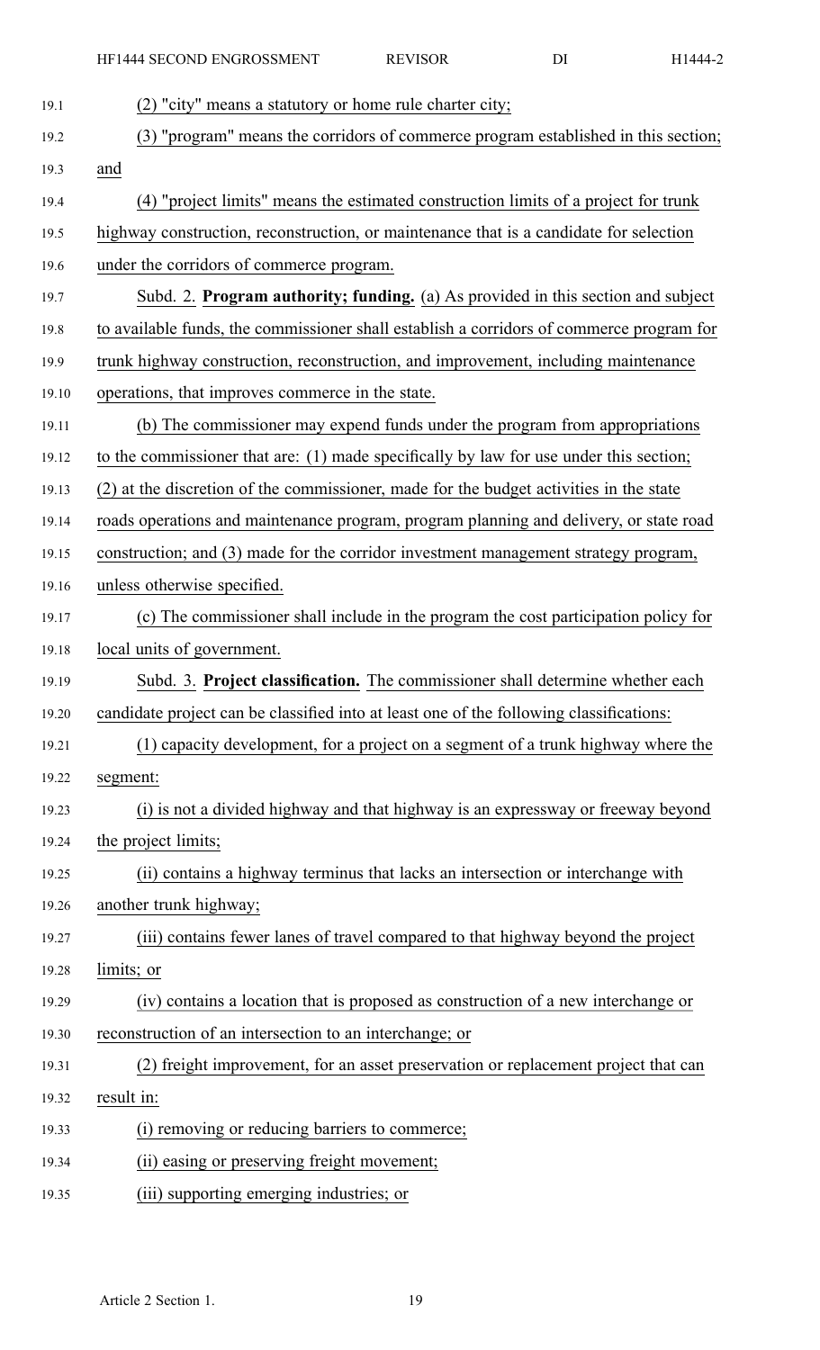(2) "city" means a statutory or home rule charter city;

(3) "program" means the corridors of commerce program established in this section; and

(4) "project limits" means the estimated construction limits of a project for trunk highway construction, reconstruction, or maintenance that is a candidate for selection under the corridors of commerce program.

Subd. 2. **Program authority; funding.** (a) As provided in this section and subject to available funds, the commissioner shall establish a corridors of commerce program for trunk highway construction, reconstruction, and improvement, including maintenance operations, that improves commerce in the state.

(b) The commissioner may expend funds under the program from appropriations to the commissioner that are: (1) made specifically by law for use under this section; (2) at the discretion of the commissioner, made for the budget activities in the state roads operations and maintenance program, program planning and delivery, or state road construction; and (3) made for the corridor investment management strategy program, unless otherwise specified.

(c) The commissioner shall include in the program the cost participation policy for local units of government.

Subd. 3. **Project classification.** The commissioner shall determine whether each candidate project can be classified into at least one of the following classifications:

(1) capacity development, for a project on a segment of a trunk highway where the segment:

(i) is not a divided highway and that highway is an expressway or freeway beyond the project limits;

(ii) contains a highway terminus that lacks an intersection or interchange with another trunk highway;

(iii) contains fewer lanes of travel compared to that highway beyond the project limits; or

(iv) contains a location that is proposed as construction of a new interchange or reconstruction of an intersection to an interchange; or

(2) freight improvement, for an asset preservation or replacement project that can result in:

(i) removing or reducing barriers to commerce;

(ii) easing or preserving freight movement;

(iii) supporting emerging industries; or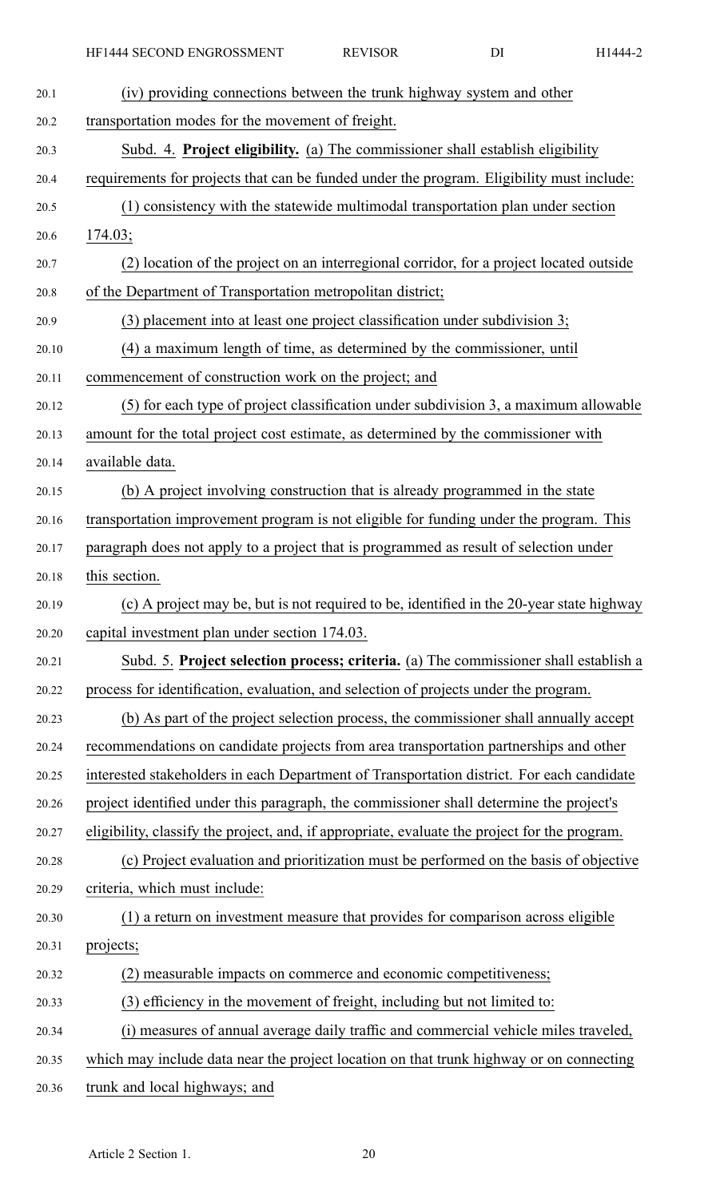(iv) providing connections between the trunk highway system and other transportation modes for the movement of freight.

Subd. 4. **Project eligibility.** (a) The commissioner shall establish eligibility requirements for projects that can be funded under the program. Eligibility must include:

(1) consistency with the statewide multimodal transportation plan under section 174.03;

(2) location of the project on an interregional corridor, for a project located outside of the Department of Transportation metropolitan district;

(3) placement into at least one project classification under subdivision 3;

(4) a maximum length of time, as determined by the commissioner, until commencement of construction work on the project; and

(5) for each type of project classification under subdivision 3, a maximum allowable amount for the total project cost estimate, as determined by the commissioner with available data.

(b) A project involving construction that is already programmed in the state transportation improvement program is not eligible for funding under the program. This paragraph does not apply to a project that is programmed as result of selection under this section.

(c) A project may be, but is not required to be, identified in the 20-year state highway capital investment plan under section 174.03.

Subd. 5. **Project selection process; criteria.** (a) The commissioner shall establish a process for identification, evaluation, and selection of projects under the program.

(b) As part of the project selection process, the commissioner shall annually accept recommendations on candidate projects from area transportation partnerships and other interested stakeholders in each Department of Transportation district. For each candidate project identified under this paragraph, the commissioner shall determine the project's eligibility, classify the project, and, if appropriate, evaluate the project for the program.

(c) Project evaluation and prioritization must be performed on the basis of objective criteria, which must include:

(1) a return on investment measure that provides for comparison across eligible projects;

(2) measurable impacts on commerce and economic competitiveness;

(3) efficiency in the movement of freight, including but not limited to:

(i) measures of annual average daily traffic and commercial vehicle miles traveled, which may include data near the project location on that trunk highway or on connecting trunk and local highways; and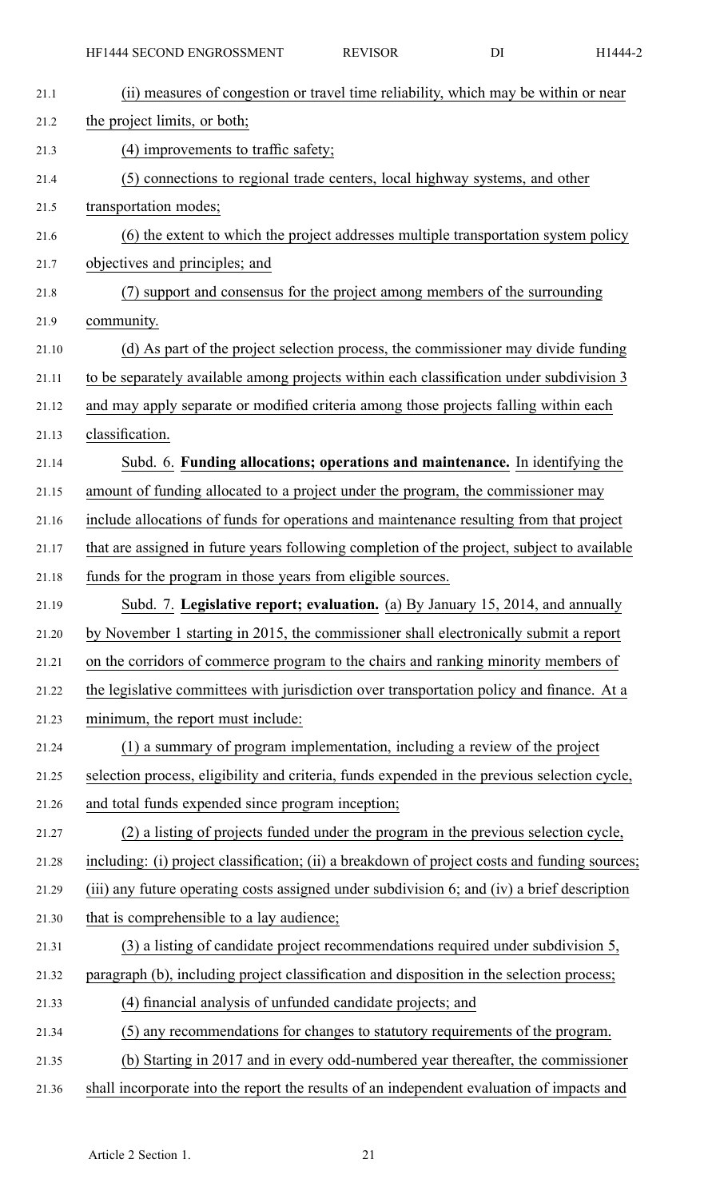(ii) measures of congestion or travel time reliability, which may be within or near the project limits, or both;

(4) improvements to traffic safety;

(5) connections to regional trade centers, local highway systems, and other transportation modes;

(6) the extent to which the project addresses multiple transportation system policy objectives and principles; and

(7) support and consensus for the project among members of the surrounding community.

(d) As part of the project selection process, the commissioner may divide funding to be separately available among projects within each classification under subdivision 3 and may apply separate or modified criteria among those projects falling within each classification.

Subd. 6. **Funding allocations; operations and maintenance.** In identifying the amount of funding allocated to a project under the program, the commissioner may include allocations of funds for operations and maintenance resulting from that project that are assigned in future years following completion of the project, subject to available funds for the program in those years from eligible sources.

Subd. 7. **Legislative report; evaluation.** (a) By January 15, 2014, and annually by November 1 starting in 2015, the commissioner shall electronically submit a report on the corridors of commerce program to the chairs and ranking minority members of the legislative committees with jurisdiction over transportation policy and finance. At a minimum, the report must include:

(1) a summary of program implementation, including a review of the project selection process, eligibility and criteria, funds expended in the previous selection cycle, and total funds expended since program inception;

(2) a listing of projects funded under the program in the previous selection cycle, including: (i) project classification; (ii) a breakdown of project costs and funding sources; (iii) any future operating costs assigned under subdivision 6; and (iv) a brief description that is comprehensible to a lay audience;

(3) a listing of candidate project recommendations required under subdivision 5, paragraph (b), including project classification and disposition in the selection process;

(4) financial analysis of unfunded candidate projects; and

(5) any recommendations for changes to statutory requirements of the program.

(b) Starting in 2017 and in every odd-numbered year thereafter, the commissioner shall incorporate into the report the results of an independent evaluation of impacts and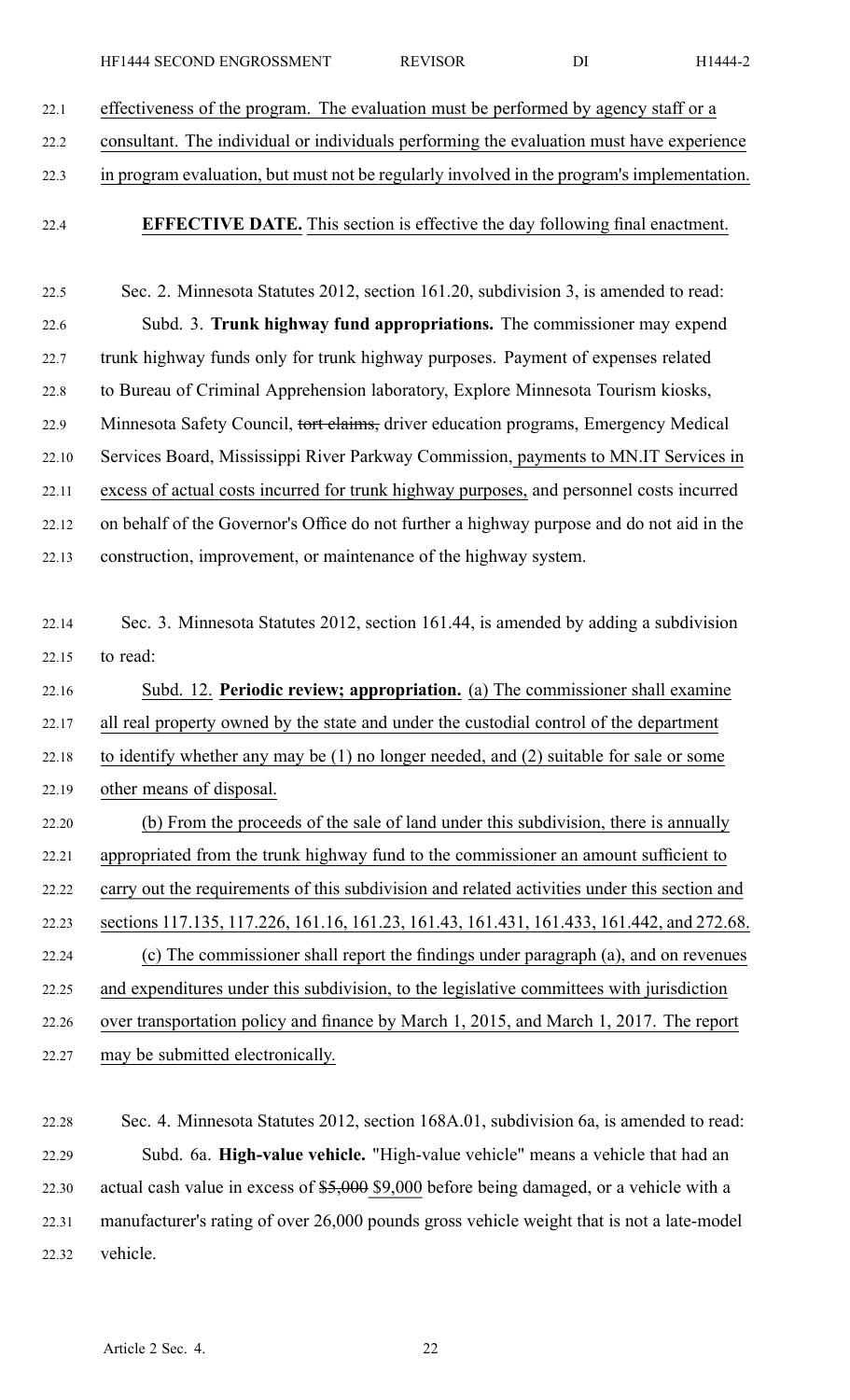effectiveness of the program. The evaluation must be performed by agency staff or a consultant. The individual or individuals performing the evaluation must have experience in program evaluation, but must not be regularly involved in the program's implementation.

**EFFECTIVE DATE.** This section is effective the day following final enactment.

Sec. 2. Minnesota Statutes 2012, section 161.20, subdivision 3, is amended to read:

Subd. 3. **Trunk highway fund appropriations.** The commissioner may expend trunk highway funds only for trunk highway purposes. Payment of expenses related to Bureau of Criminal Apprehension laboratory, Explore Minnesota Tourism kiosks, Minnesota Safety Council, ~~tort claims,~~ driver education programs, Emergency Medical Services Board, Mississippi River Parkway Commission, payments to MN.IT Services in excess of actual costs incurred for trunk highway purposes, and personnel costs incurred on behalf of the Governor's Office do not further a highway purpose and do not aid in the construction, improvement, or maintenance of the highway system.

Sec. 3. Minnesota Statutes 2012, section 161.44, is amended by adding a subdivision to read:

Subd. 12. **Periodic review; appropriation.** (a) The commissioner shall examine all real property owned by the state and under the custodial control of the department to identify whether any may be (1) no longer needed, and (2) suitable for sale or some other means of disposal.

(b) From the proceeds of the sale of land under this subdivision, there is annually appropriated from the trunk highway fund to the commissioner an amount sufficient to carry out the requirements of this subdivision and related activities under this section and sections 117.135, 117.226, 161.16, 161.23, 161.43, 161.431, 161.433, 161.442, and 272.68.

(c) The commissioner shall report the findings under paragraph (a), and on revenues and expenditures under this subdivision, to the legislative committees with jurisdiction over transportation policy and finance by March 1, 2015, and March 1, 2017. The report may be submitted electronically.

Sec. 4. Minnesota Statutes 2012, section 168A.01, subdivision 6a, is amended to read:

Subd. 6a. **High-value vehicle.** "High-value vehicle" means a vehicle that had an actual cash value in excess of ~~$5,000~~ $9,000 before being damaged, or a vehicle with a manufacturer's rating of over 26,000 pounds gross vehicle weight that is not a late-model vehicle.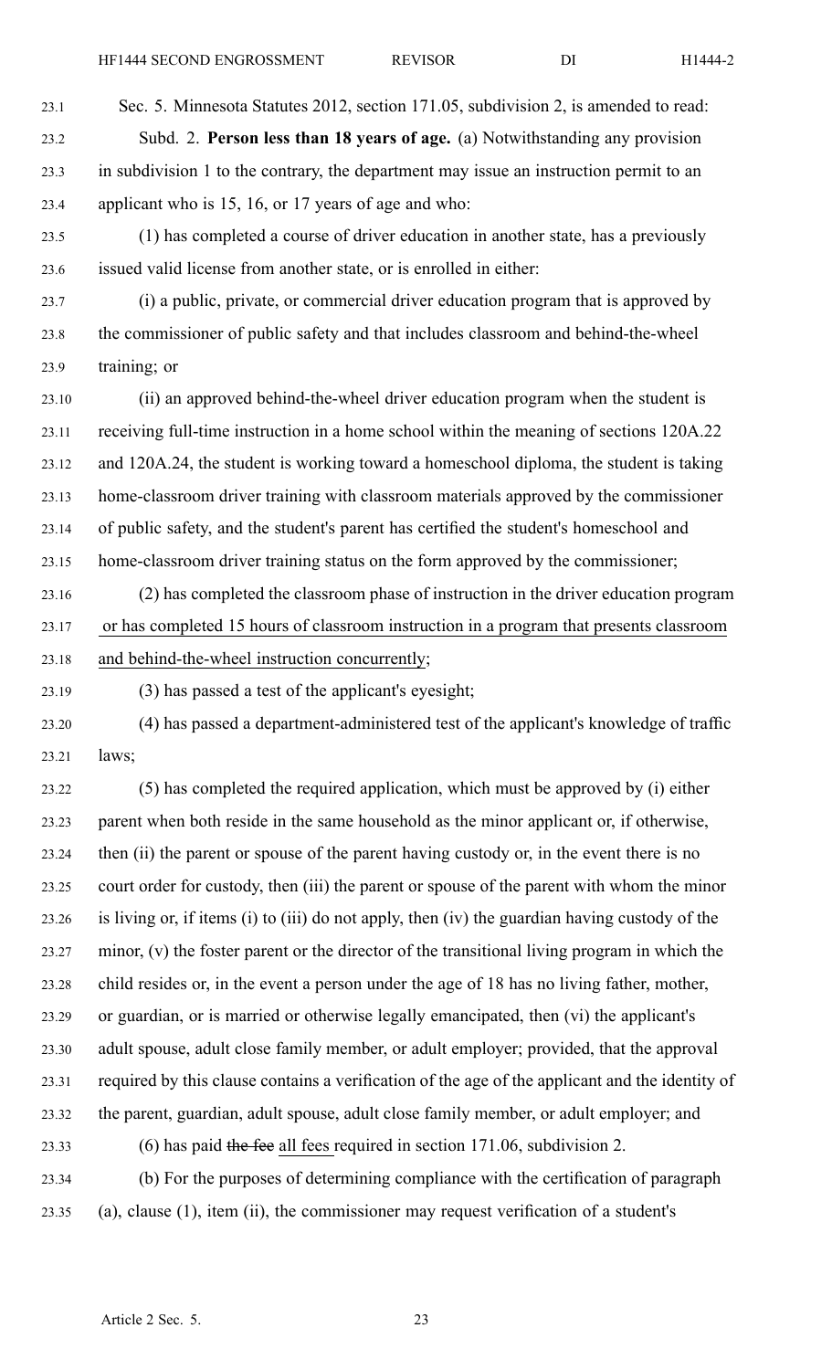Sec. 5. Minnesota Statutes 2012, section 171.05, subdivision 2, is amended to read:

Subd. 2. **Person less than 18 years of age.** (a) Notwithstanding any provision in subdivision 1 to the contrary, the department may issue an instruction permit to an applicant who is 15, 16, or 17 years of age and who:

(1) has completed a course of driver education in another state, has a previously issued valid license from another state, or is enrolled in either:

(i) a public, private, or commercial driver education program that is approved by the commissioner of public safety and that includes classroom and behind-the-wheel training; or

(ii) an approved behind-the-wheel driver education program when the student is receiving full-time instruction in a home school within the meaning of sections 120A.22 and 120A.24, the student is working toward a homeschool diploma, the student is taking home-classroom driver training with classroom materials approved by the commissioner of public safety, and the student's parent has certified the student's homeschool and home-classroom driver training status on the form approved by the commissioner;

(2) has completed the classroom phase of instruction in the driver education program <u>or has completed 15 hours of classroom instruction in a program that presents classroom and behind-the-wheel instruction concurrently</u>;

(3) has passed a test of the applicant's eyesight;

(4) has passed a department-administered test of the applicant's knowledge of traffic laws;

(5) has completed the required application, which must be approved by (i) either parent when both reside in the same household as the minor applicant or, if otherwise, then (ii) the parent or spouse of the parent having custody or, in the event there is no court order for custody, then (iii) the parent or spouse of the parent with whom the minor is living or, if items (i) to (iii) do not apply, then (iv) the guardian having custody of the minor, (v) the foster parent or the director of the transitional living program in which the child resides or, in the event a person under the age of 18 has no living father, mother, or guardian, or is married or otherwise legally emancipated, then (vi) the applicant's adult spouse, adult close family member, or adult employer; provided, that the approval required by this clause contains a verification of the age of the applicant and the identity of the parent, guardian, adult spouse, adult close family member, or adult employer; and

(6) has paid ~~the fee~~ <u>all fees</u> required in section 171.06, subdivision 2.

(b) For the purposes of determining compliance with the certification of paragraph (a), clause (1), item (ii), the commissioner may request verification of a student's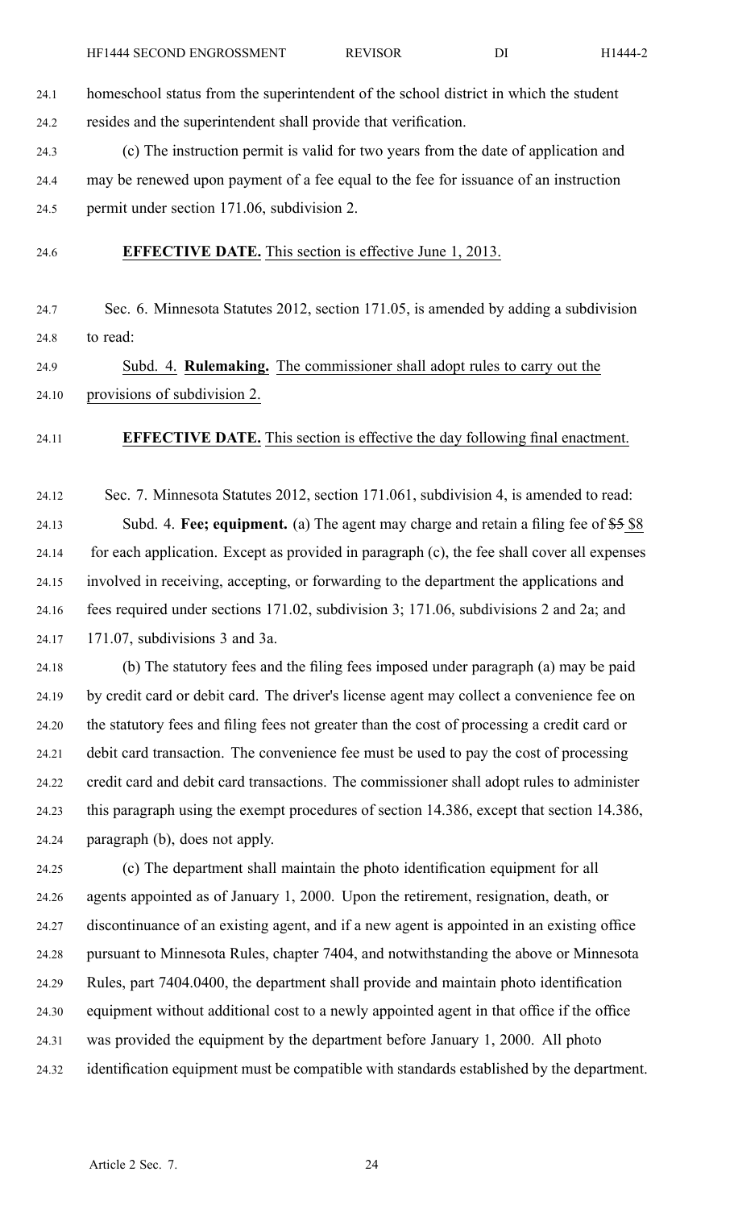homeschool status from the superintendent of the school district in which the student resides and the superintendent shall provide that verification.

(c) The instruction permit is valid for two years from the date of application and may be renewed upon payment of a fee equal to the fee for issuance of an instruction permit under section 171.06, subdivision 2.

**EFFECTIVE DATE.** This section is effective June 1, 2013.

Sec. 6. Minnesota Statutes 2012, section 171.05, is amended by adding a subdivision to read:

Subd. 4. **Rulemaking.** The commissioner shall adopt rules to carry out the provisions of subdivision 2.

**EFFECTIVE DATE.** This section is effective the day following final enactment.

Sec. 7. Minnesota Statutes 2012, section 171.061, subdivision 4, is amended to read:

Subd. 4. **Fee; equipment.** (a) The agent may charge and retain a filing fee of ~~$5~~ $8 for each application. Except as provided in paragraph (c), the fee shall cover all expenses involved in receiving, accepting, or forwarding to the department the applications and fees required under sections 171.02, subdivision 3; 171.06, subdivisions 2 and 2a; and 171.07, subdivisions 3 and 3a.

(b) The statutory fees and the filing fees imposed under paragraph (a) may be paid by credit card or debit card. The driver's license agent may collect a convenience fee on the statutory fees and filing fees not greater than the cost of processing a credit card or debit card transaction. The convenience fee must be used to pay the cost of processing credit card and debit card transactions. The commissioner shall adopt rules to administer this paragraph using the exempt procedures of section 14.386, except that section 14.386, paragraph (b), does not apply.

(c) The department shall maintain the photo identification equipment for all agents appointed as of January 1, 2000. Upon the retirement, resignation, death, or discontinuance of an existing agent, and if a new agent is appointed in an existing office pursuant to Minnesota Rules, chapter 7404, and notwithstanding the above or Minnesota Rules, part 7404.0400, the department shall provide and maintain photo identification equipment without additional cost to a newly appointed agent in that office if the office was provided the equipment by the department before January 1, 2000. All photo identification equipment must be compatible with standards established by the department.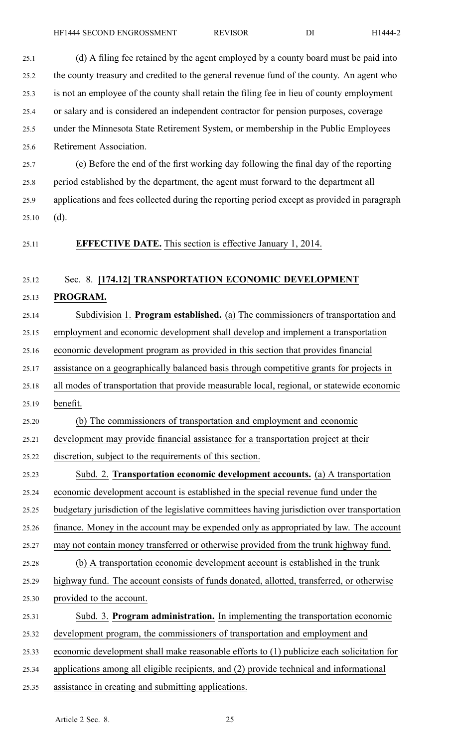(d) A filing fee retained by the agent employed by a county board must be paid into the county treasury and credited to the general revenue fund of the county. An agent who is not an employee of the county shall retain the filing fee in lieu of county employment or salary and is considered an independent contractor for pension purposes, coverage under the Minnesota State Retirement System, or membership in the Public Employees Retirement Association.

(e) Before the end of the first working day following the final day of the reporting period established by the department, the agent must forward to the department all applications and fees collected during the reporting period except as provided in paragraph (d).

**EFFECTIVE DATE.** This section is effective January 1, 2014.

Sec. 8. **[174.12] TRANSPORTATION ECONOMIC DEVELOPMENT PROGRAM.**

Subdivision 1. **Program established.** (a) The commissioners of transportation and employment and economic development shall develop and implement a transportation economic development program as provided in this section that provides financial assistance on a geographically balanced basis through competitive grants for projects in all modes of transportation that provide measurable local, regional, or statewide economic benefit.

(b) The commissioners of transportation and employment and economic development may provide financial assistance for a transportation project at their discretion, subject to the requirements of this section.

Subd. 2. **Transportation economic development accounts.** (a) A transportation economic development account is established in the special revenue fund under the budgetary jurisdiction of the legislative committees having jurisdiction over transportation finance. Money in the account may be expended only as appropriated by law. The account may not contain money transferred or otherwise provided from the trunk highway fund.

(b) A transportation economic development account is established in the trunk highway fund. The account consists of funds donated, allotted, transferred, or otherwise provided to the account.

Subd. 3. **Program administration.** In implementing the transportation economic development program, the commissioners of transportation and employment and economic development shall make reasonable efforts to (1) publicize each solicitation for applications among all eligible recipients, and (2) provide technical and informational assistance in creating and submitting applications.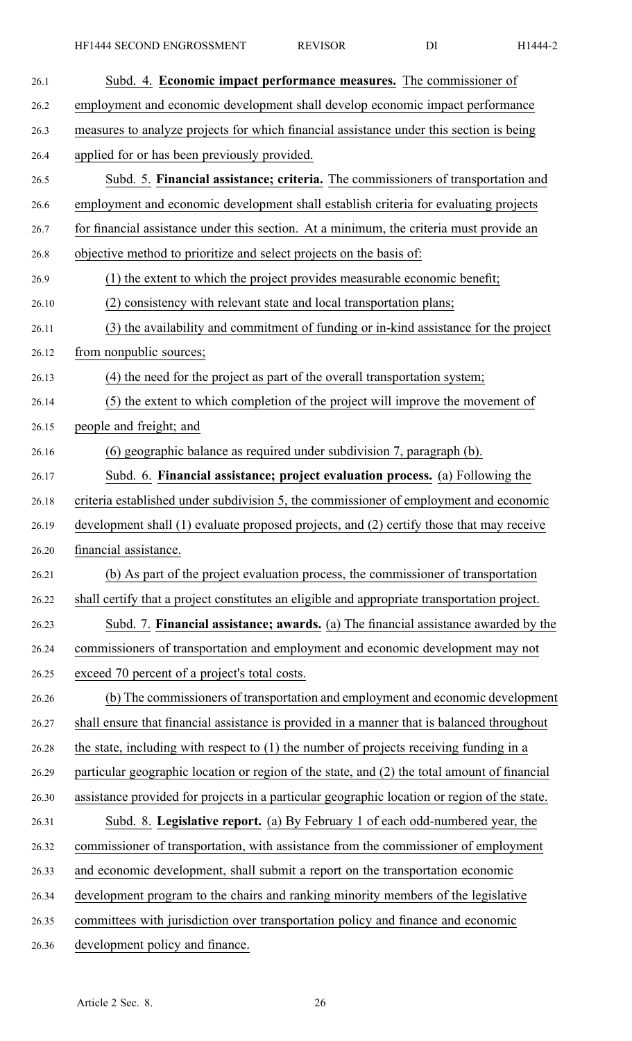Subd. 4. **Economic impact performance measures.** The commissioner of employment and economic development shall develop economic impact performance measures to analyze projects for which financial assistance under this section is being applied for or has been previously provided.

Subd. 5. **Financial assistance; criteria.** The commissioners of transportation and employment and economic development shall establish criteria for evaluating projects for financial assistance under this section. At a minimum, the criteria must provide an objective method to prioritize and select projects on the basis of:

(1) the extent to which the project provides measurable economic benefit;

(2) consistency with relevant state and local transportation plans;

(3) the availability and commitment of funding or in-kind assistance for the project from nonpublic sources;

(4) the need for the project as part of the overall transportation system;

(5) the extent to which completion of the project will improve the movement of people and freight; and

(6) geographic balance as required under subdivision 7, paragraph (b).

Subd. 6. **Financial assistance; project evaluation process.** (a) Following the criteria established under subdivision 5, the commissioner of employment and economic development shall (1) evaluate proposed projects, and (2) certify those that may receive financial assistance.

(b) As part of the project evaluation process, the commissioner of transportation shall certify that a project constitutes an eligible and appropriate transportation project.

Subd. 7. **Financial assistance; awards.** (a) The financial assistance awarded by the commissioners of transportation and employment and economic development may not exceed 70 percent of a project's total costs.

(b) The commissioners of transportation and employment and economic development shall ensure that financial assistance is provided in a manner that is balanced throughout the state, including with respect to (1) the number of projects receiving funding in a particular geographic location or region of the state, and (2) the total amount of financial assistance provided for projects in a particular geographic location or region of the state.

Subd. 8. **Legislative report.** (a) By February 1 of each odd-numbered year, the commissioner of transportation, with assistance from the commissioner of employment and economic development, shall submit a report on the transportation economic development program to the chairs and ranking minority members of the legislative committees with jurisdiction over transportation policy and finance and economic development policy and finance.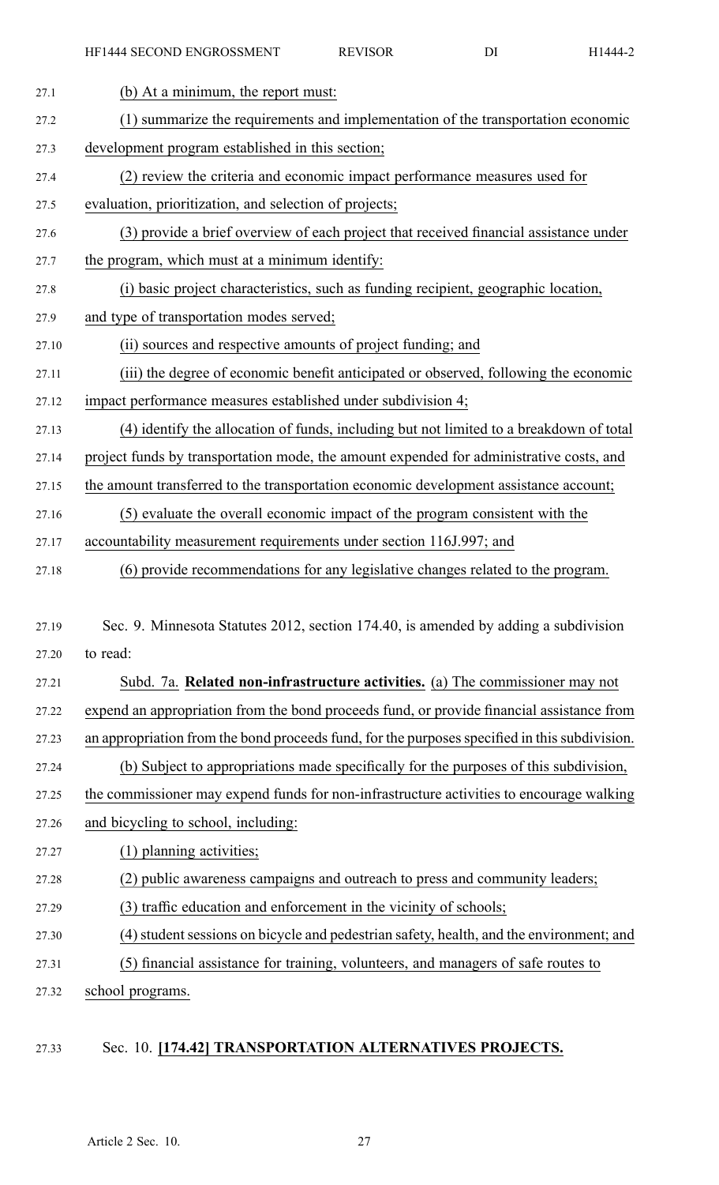(b) At a minimum, the report must:

(1) summarize the requirements and implementation of the transportation economic development program established in this section;

(2) review the criteria and economic impact performance measures used for evaluation, prioritization, and selection of projects;

(3) provide a brief overview of each project that received financial assistance under the program, which must at a minimum identify:

(i) basic project characteristics, such as funding recipient, geographic location, and type of transportation modes served;

(ii) sources and respective amounts of project funding; and

(iii) the degree of economic benefit anticipated or observed, following the economic impact performance measures established under subdivision 4;

(4) identify the allocation of funds, including but not limited to a breakdown of total project funds by transportation mode, the amount expended for administrative costs, and the amount transferred to the transportation economic development assistance account;

(5) evaluate the overall economic impact of the program consistent with the accountability measurement requirements under section 116J.997; and

(6) provide recommendations for any legislative changes related to the program.

Sec. 9. Minnesota Statutes 2012, section 174.40, is amended by adding a subdivision to read:

Subd. 7a. **Related non-infrastructure activities.** (a) The commissioner may not expend an appropriation from the bond proceeds fund, or provide financial assistance from an appropriation from the bond proceeds fund, for the purposes specified in this subdivision.

(b) Subject to appropriations made specifically for the purposes of this subdivision, the commissioner may expend funds for non-infrastructure activities to encourage walking and bicycling to school, including:

(1) planning activities;

(2) public awareness campaigns and outreach to press and community leaders;

(3) traffic education and enforcement in the vicinity of schools;

(4) student sessions on bicycle and pedestrian safety, health, and the environment; and

(5) financial assistance for training, volunteers, and managers of safe routes to school programs.

Sec. 10. **[174.42] TRANSPORTATION ALTERNATIVES PROJECTS.**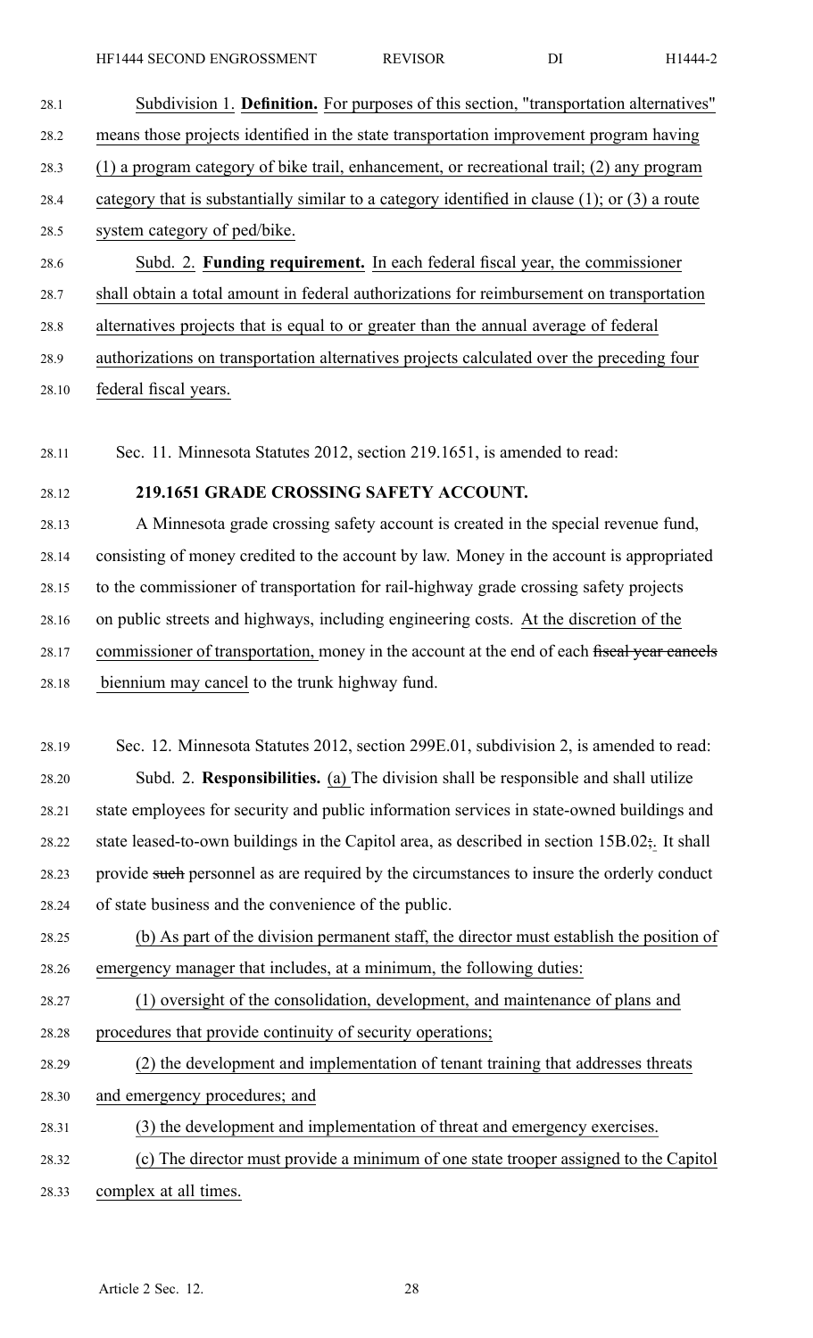Subdivision 1. **Definition.** For purposes of this section, "transportation alternatives" means those projects identified in the state transportation improvement program having (1) a program category of bike trail, enhancement, or recreational trail; (2) any program category that is substantially similar to a category identified in clause (1); or (3) a route system category of ped/bike.

Subd. 2. **Funding requirement.** In each federal fiscal year, the commissioner shall obtain a total amount in federal authorizations for reimbursement on transportation alternatives projects that is equal to or greater than the annual average of federal authorizations on transportation alternatives projects calculated over the preceding four federal fiscal years.

Sec. 11. Minnesota Statutes 2012, section 219.1651, is amended to read:

**219.1651 GRADE CROSSING SAFETY ACCOUNT.**

A Minnesota grade crossing safety account is created in the special revenue fund, consisting of money credited to the account by law. Money in the account is appropriated to the commissioner of transportation for rail-highway grade crossing safety projects on public streets and highways, including engineering costs. At the discretion of the commissioner of transportation, money in the account at the end of each ~~fiscal year cancels~~ biennium may cancel to the trunk highway fund.

Sec. 12. Minnesota Statutes 2012, section 299E.01, subdivision 2, is amended to read:

Subd. 2. **Responsibilities.** (a) The division shall be responsible and shall utilize state employees for security and public information services in state-owned buildings and state leased-to-own buildings in the Capitol area, as described in section 15B.02~~;~~. It shall provide ~~such~~ personnel as are required by the circumstances to insure the orderly conduct of state business and the convenience of the public.

(b) As part of the division permanent staff, the director must establish the position of emergency manager that includes, at a minimum, the following duties:

(1) oversight of the consolidation, development, and maintenance of plans and procedures that provide continuity of security operations;

(2) the development and implementation of tenant training that addresses threats and emergency procedures; and

(3) the development and implementation of threat and emergency exercises.

(c) The director must provide a minimum of one state trooper assigned to the Capitol complex at all times.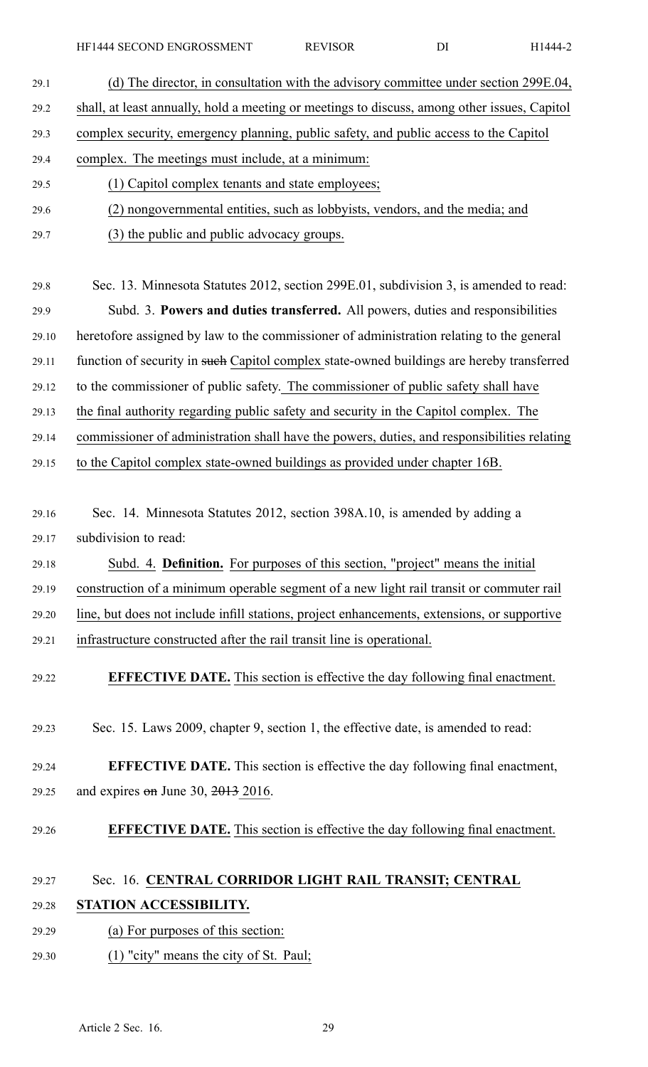(d) The director, in consultation with the advisory committee under section 299E.04, shall, at least annually, hold a meeting or meetings to discuss, among other issues, Capitol complex security, emergency planning, public safety, and public access to the Capitol complex. The meetings must include, at a minimum:

(1) Capitol complex tenants and state employees;

(2) nongovernmental entities, such as lobbyists, vendors, and the media; and

(3) the public and public advocacy groups.

Sec. 13. Minnesota Statutes 2012, section 299E.01, subdivision 3, is amended to read:

Subd. 3. **Powers and duties transferred.** All powers, duties and responsibilities heretofore assigned by law to the commissioner of administration relating to the general function of security in ~~such~~ Capitol complex state-owned buildings are hereby transferred to the commissioner of public safety. The commissioner of public safety shall have the final authority regarding public safety and security in the Capitol complex. The commissioner of administration shall have the powers, duties, and responsibilities relating to the Capitol complex state-owned buildings as provided under chapter 16B.

Sec. 14. Minnesota Statutes 2012, section 398A.10, is amended by adding a subdivision to read:

Subd. 4. **Definition.** For purposes of this section, "project" means the initial construction of a minimum operable segment of a new light rail transit or commuter rail line, but does not include infill stations, project enhancements, extensions, or supportive infrastructure constructed after the rail transit line is operational.

**EFFECTIVE DATE.** This section is effective the day following final enactment.

Sec. 15. Laws 2009, chapter 9, section 1, the effective date, is amended to read:

**EFFECTIVE DATE.** This section is effective the day following final enactment, and expires ~~on~~ June 30, ~~2013~~ 2016.

**EFFECTIVE DATE.** This section is effective the day following final enactment.

Sec. 16. **CENTRAL CORRIDOR LIGHT RAIL TRANSIT; CENTRAL STATION ACCESSIBILITY.**

(a) For purposes of this section:

(1) "city" means the city of St. Paul;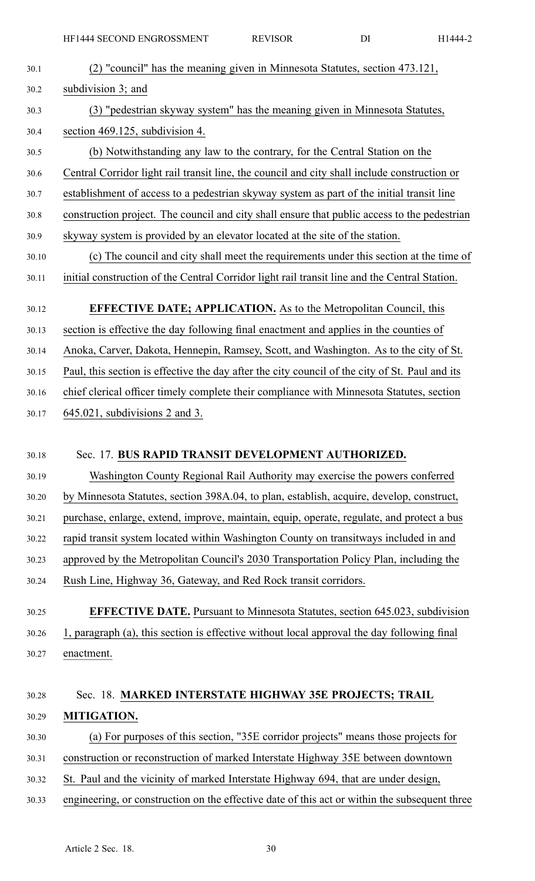(2) "council" has the meaning given in Minnesota Statutes, section 473.121, subdivision 3; and

(3) "pedestrian skyway system" has the meaning given in Minnesota Statutes, section 469.125, subdivision 4.

(b) Notwithstanding any law to the contrary, for the Central Station on the Central Corridor light rail transit line, the council and city shall include construction or establishment of access to a pedestrian skyway system as part of the initial transit line construction project. The council and city shall ensure that public access to the pedestrian skyway system is provided by an elevator located at the site of the station.

(c) The council and city shall meet the requirements under this section at the time of initial construction of the Central Corridor light rail transit line and the Central Station.

**EFFECTIVE DATE; APPLICATION.** As to the Metropolitan Council, this section is effective the day following final enactment and applies in the counties of Anoka, Carver, Dakota, Hennepin, Ramsey, Scott, and Washington. As to the city of St. Paul, this section is effective the day after the city council of the city of St. Paul and its chief clerical officer timely complete their compliance with Minnesota Statutes, section 645.021, subdivisions 2 and 3.

Sec. 17. **BUS RAPID TRANSIT DEVELOPMENT AUTHORIZED.**

Washington County Regional Rail Authority may exercise the powers conferred by Minnesota Statutes, section 398A.04, to plan, establish, acquire, develop, construct, purchase, enlarge, extend, improve, maintain, equip, operate, regulate, and protect a bus rapid transit system located within Washington County on transitways included in and approved by the Metropolitan Council's 2030 Transportation Policy Plan, including the Rush Line, Highway 36, Gateway, and Red Rock transit corridors.

**EFFECTIVE DATE.** Pursuant to Minnesota Statutes, section 645.023, subdivision 1, paragraph (a), this section is effective without local approval the day following final enactment.

Sec. 18. **MARKED INTERSTATE HIGHWAY 35E PROJECTS; TRAIL MITIGATION.**

(a) For purposes of this section, "35E corridor projects" means those projects for construction or reconstruction of marked Interstate Highway 35E between downtown St. Paul and the vicinity of marked Interstate Highway 694, that are under design, engineering, or construction on the effective date of this act or within the subsequent three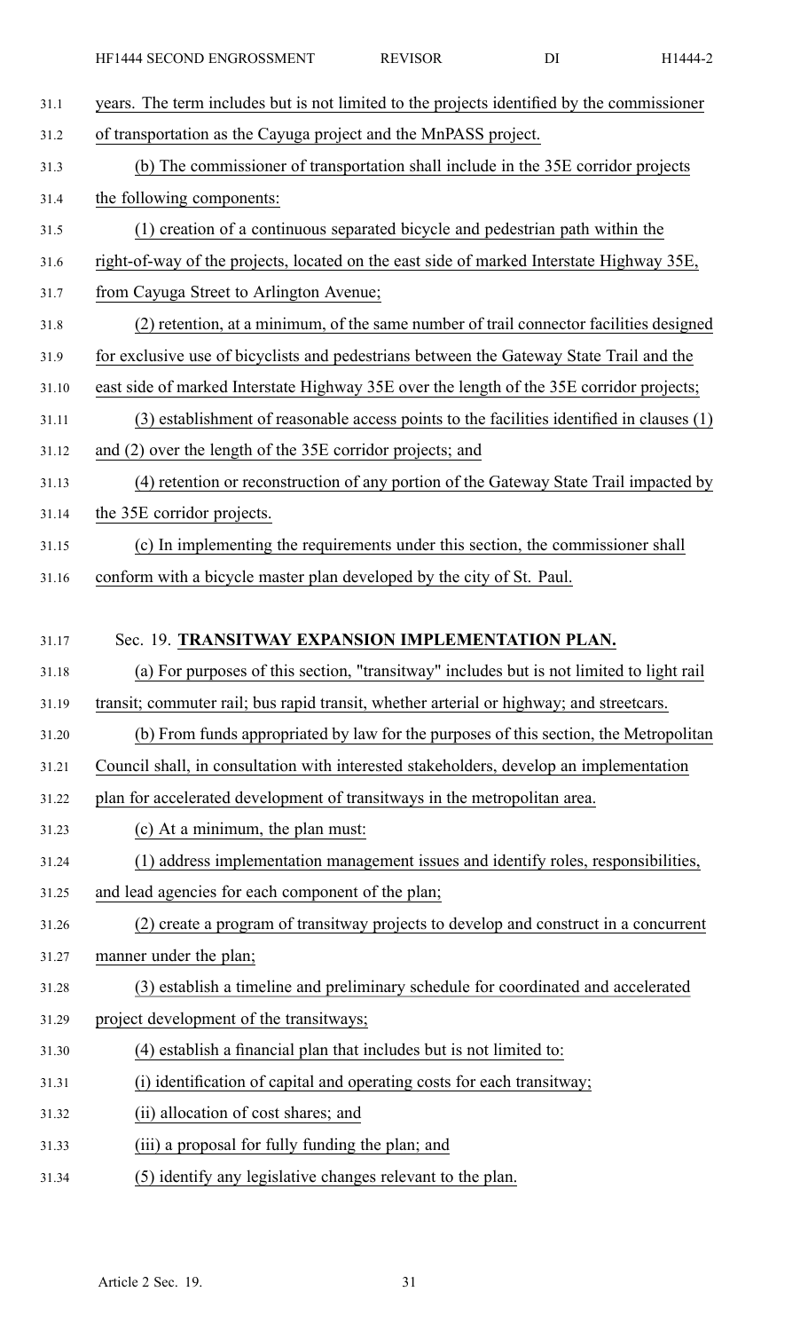years. The term includes but is not limited to the projects identified by the commissioner of transportation as the Cayuga project and the MnPASS project.

(b) The commissioner of transportation shall include in the 35E corridor projects the following components:

(1) creation of a continuous separated bicycle and pedestrian path within the right-of-way of the projects, located on the east side of marked Interstate Highway 35E, from Cayuga Street to Arlington Avenue;

(2) retention, at a minimum, of the same number of trail connector facilities designed for exclusive use of bicyclists and pedestrians between the Gateway State Trail and the east side of marked Interstate Highway 35E over the length of the 35E corridor projects;

(3) establishment of reasonable access points to the facilities identified in clauses (1) and (2) over the length of the 35E corridor projects; and

(4) retention or reconstruction of any portion of the Gateway State Trail impacted by the 35E corridor projects.

(c) In implementing the requirements under this section, the commissioner shall conform with a bicycle master plan developed by the city of St. Paul.

Sec. 19. **TRANSITWAY EXPANSION IMPLEMENTATION PLAN.**

(a) For purposes of this section, "transitway" includes but is not limited to light rail transit; commuter rail; bus rapid transit, whether arterial or highway; and streetcars.

(b) From funds appropriated by law for the purposes of this section, the Metropolitan Council shall, in consultation with interested stakeholders, develop an implementation plan for accelerated development of transitways in the metropolitan area.

(c) At a minimum, the plan must:

(1) address implementation management issues and identify roles, responsibilities, and lead agencies for each component of the plan;

(2) create a program of transitway projects to develop and construct in a concurrent manner under the plan;

(3) establish a timeline and preliminary schedule for coordinated and accelerated project development of the transitways;

(4) establish a financial plan that includes but is not limited to:

(i) identification of capital and operating costs for each transitway;

(ii) allocation of cost shares; and

(iii) a proposal for fully funding the plan; and

(5) identify any legislative changes relevant to the plan.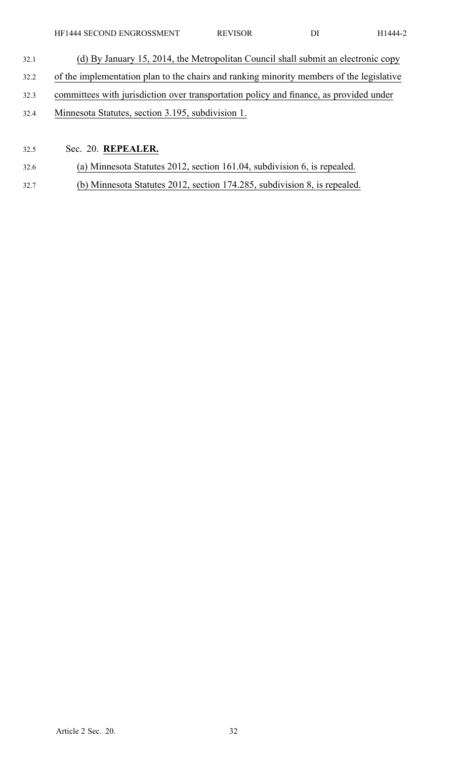(d) By January 15, 2014, the Metropolitan Council shall submit an electronic copy of the implementation plan to the chairs and ranking minority members of the legislative committees with jurisdiction over transportation policy and finance, as provided under Minnesota Statutes, section 3.195, subdivision 1.

Sec. 20. **REPEALER.**

(a) Minnesota Statutes 2012, section 161.04, subdivision 6, is repealed.

(b) Minnesota Statutes 2012, section 174.285, subdivision 8, is repealed.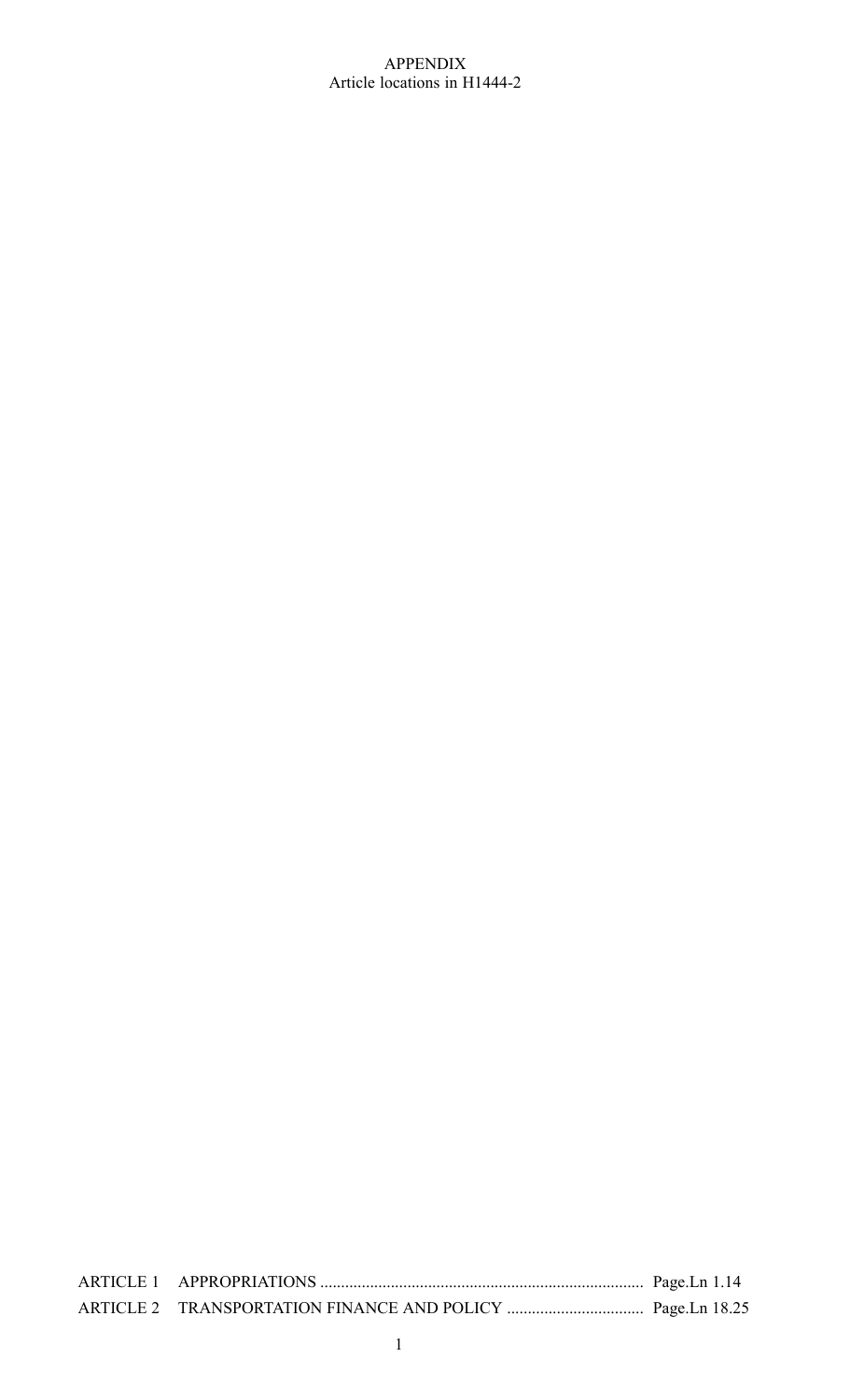# APPENDIX

Article locations in H1444-2

| | | |
|---|---|---|
| ARTICLE 1 | APPROPRIATIONS | Page.Ln 1.14 |
| ARTICLE 2 | TRANSPORTATION FINANCE AND POLICY | Page.Ln 18.25 |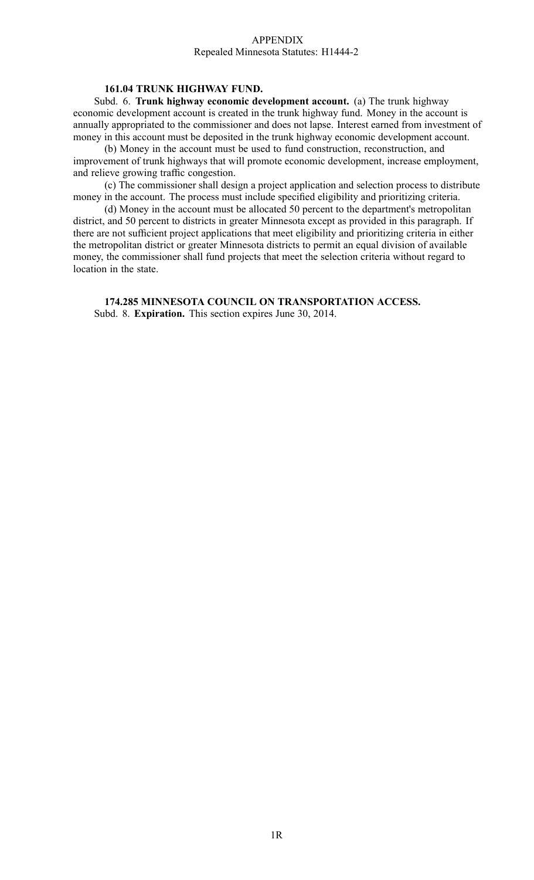APPENDIX
Repealed Minnesota Statutes: H1444-2

**161.04 TRUNK HIGHWAY FUND.**

Subd. 6. **Trunk highway economic development account.** (a) The trunk highway economic development account is created in the trunk highway fund. Money in the account is annually appropriated to the commissioner and does not lapse. Interest earned from investment of money in this account must be deposited in the trunk highway economic development account.

(b) Money in the account must be used to fund construction, reconstruction, and improvement of trunk highways that will promote economic development, increase employment, and relieve growing traffic congestion.

(c) The commissioner shall design a project application and selection process to distribute money in the account. The process must include specified eligibility and prioritizing criteria.

(d) Money in the account must be allocated 50 percent to the department's metropolitan district, and 50 percent to districts in greater Minnesota except as provided in this paragraph. If there are not sufficient project applications that meet eligibility and prioritizing criteria in either the metropolitan district or greater Minnesota districts to permit an equal division of available money, the commissioner shall fund projects that meet the selection criteria without regard to location in the state.

**174.285 MINNESOTA COUNCIL ON TRANSPORTATION ACCESS.**

Subd. 8. **Expiration.** This section expires June 30, 2014.